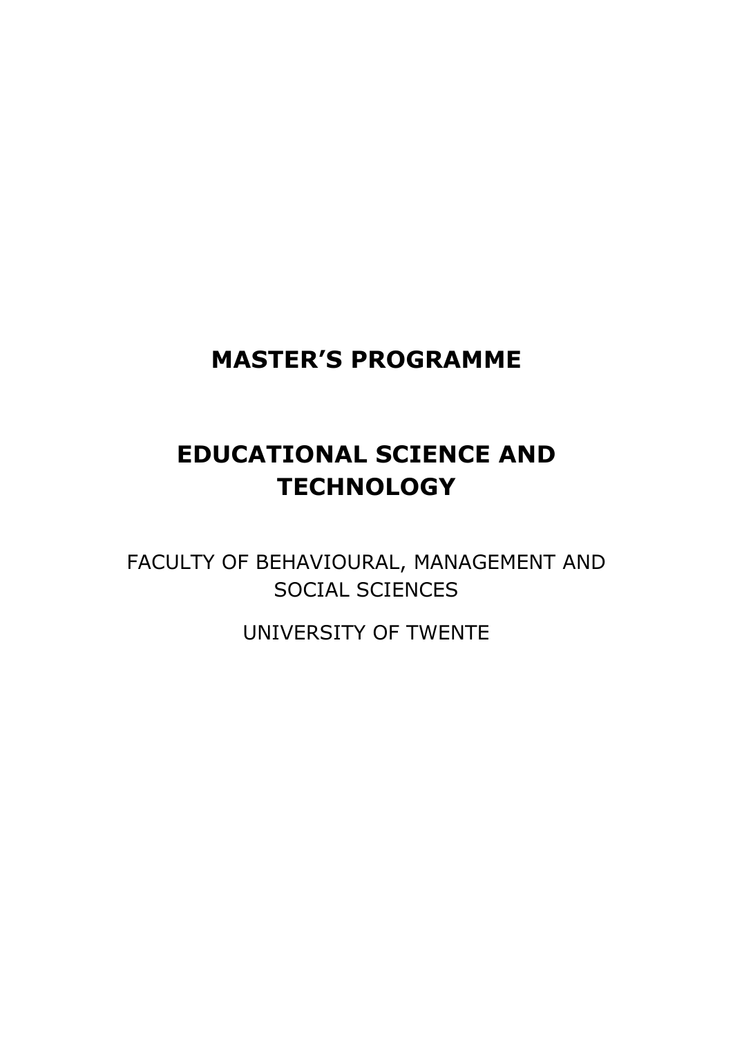# MASTER'S PROGRAMME

# EDUCATIONAL SCIENCE AND TECHNOLOGY

FACULTY OF BEHAVIOURAL, MANAGEMENT AND SOCIAL SCIENCES

UNIVERSITY OF TWENTE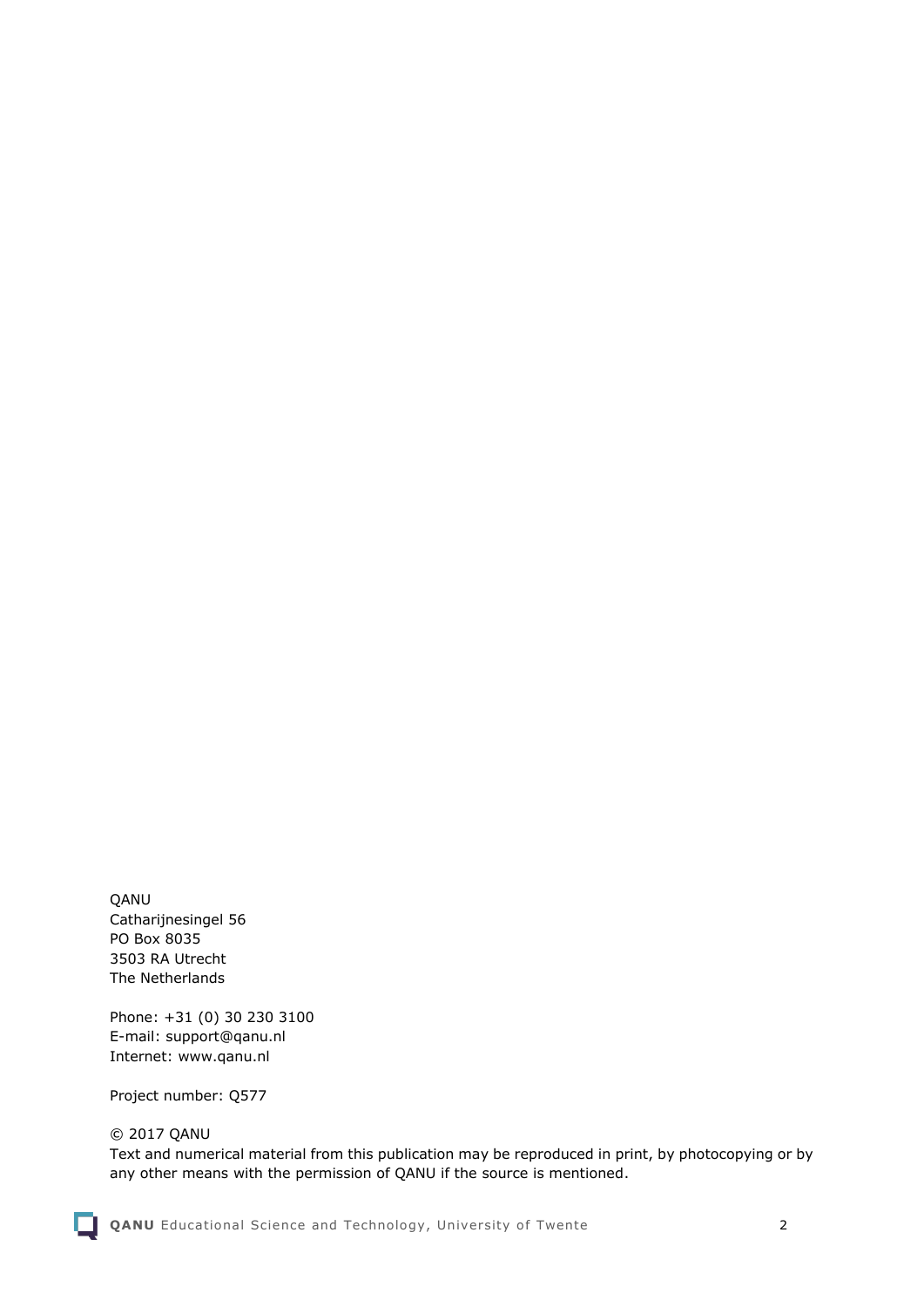QANU
Catharijnesingel 56
PO Box 8035
3503 RA Utrecht
The Netherlands

Phone: +31 (0) 30 230 3100
E-mail: support@qanu.nl
Internet: www.qanu.nl

Project number: Q577

© 2017 QANU
Text and numerical material from this publication may be reproduced in print, by photocopying or by any other means with the permission of QANU if the source is mentioned.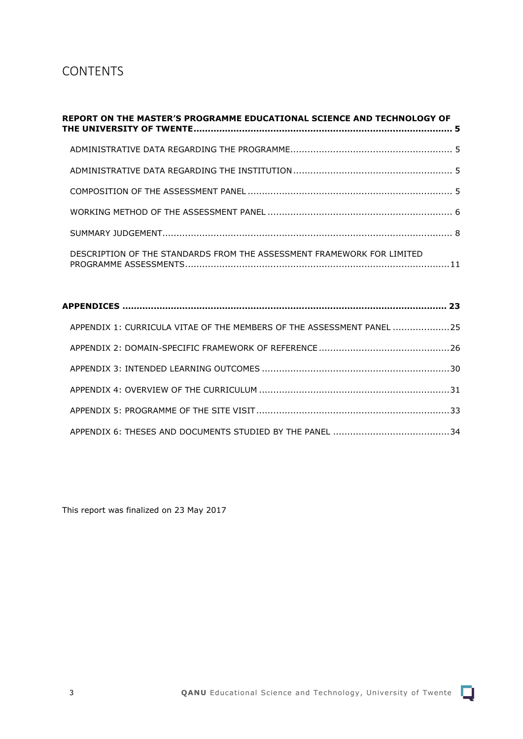# CONTENTS

**REPORT ON THE MASTER'S PROGRAMME EDUCATIONAL SCIENCE AND TECHNOLOGY OF THE UNIVERSITY OF TWENTE ............ 5**

- ADMINISTRATIVE DATA REGARDING THE PROGRAMME ............ 5
- ADMINISTRATIVE DATA REGARDING THE INSTITUTION ............ 5
- COMPOSITION OF THE ASSESSMENT PANEL ............ 5
- WORKING METHOD OF THE ASSESSMENT PANEL ............ 6
- SUMMARY JUDGEMENT ............ 8
- DESCRIPTION OF THE STANDARDS FROM THE ASSESSMENT FRAMEWORK FOR LIMITED PROGRAMME ASSESSMENTS ............ 11

**APPENDICES ............ 23**

- APPENDIX 1: CURRICULA VITAE OF THE MEMBERS OF THE ASSESSMENT PANEL ............ 25
- APPENDIX 2: DOMAIN-SPECIFIC FRAMEWORK OF REFERENCE ............ 26
- APPENDIX 3: INTENDED LEARNING OUTCOMES ............ 30
- APPENDIX 4: OVERVIEW OF THE CURRICULUM ............ 31
- APPENDIX 5: PROGRAMME OF THE SITE VISIT ............ 33
- APPENDIX 6: THESES AND DOCUMENTS STUDIED BY THE PANEL ............ 34

This report was finalized on 23 May 2017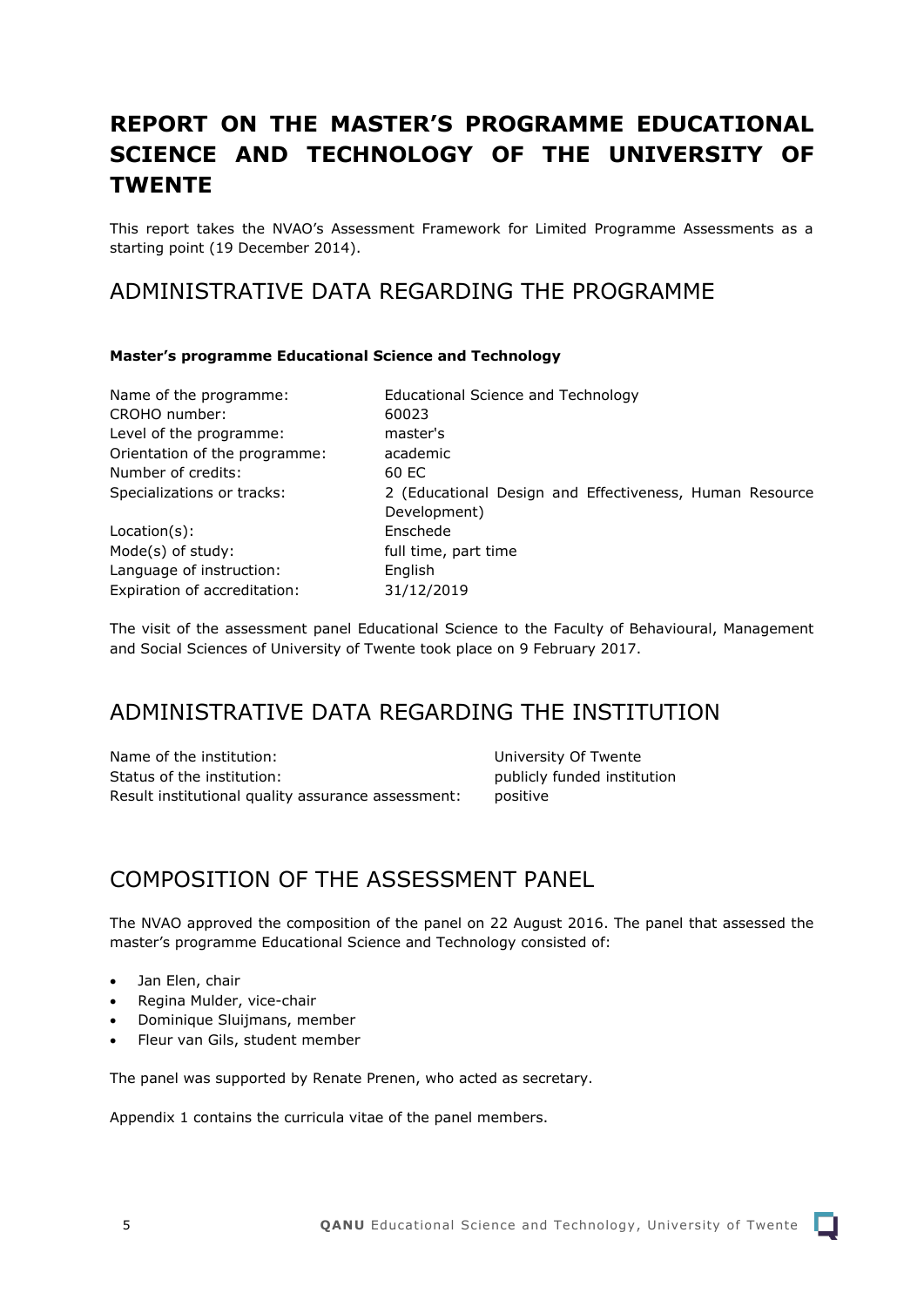# REPORT ON THE MASTER'S PROGRAMME EDUCATIONAL SCIENCE AND TECHNOLOGY OF THE UNIVERSITY OF TWENTE

This report takes the NVAO's Assessment Framework for Limited Programme Assessments as a starting point (19 December 2014).

## ADMINISTRATIVE DATA REGARDING THE PROGRAMME

**Master's programme Educational Science and Technology**

| | |
|---|---|
| Name of the programme: | Educational Science and Technology |
| CROHO number: | 60023 |
| Level of the programme: | master's |
| Orientation of the programme: | academic |
| Number of credits: | 60 EC |
| Specializations or tracks: | 2 (Educational Design and Effectiveness, Human Resource Development) |
| Location(s): | Enschede |
| Mode(s) of study: | full time, part time |
| Language of instruction: | English |
| Expiration of accreditation: | 31/12/2019 |

The visit of the assessment panel Educational Science to the Faculty of Behavioural, Management and Social Sciences of University of Twente took place on 9 February 2017.

## ADMINISTRATIVE DATA REGARDING THE INSTITUTION

| | |
|---|---|
| Name of the institution: | University Of Twente |
| Status of the institution: | publicly funded institution |
| Result institutional quality assurance assessment: | positive |

## COMPOSITION OF THE ASSESSMENT PANEL

The NVAO approved the composition of the panel on 22 August 2016. The panel that assessed the master's programme Educational Science and Technology consisted of:

- Jan Elen, chair
- Regina Mulder, vice-chair
- Dominique Sluijmans, member
- Fleur van Gils, student member

The panel was supported by Renate Prenen, who acted as secretary.

Appendix 1 contains the curricula vitae of the panel members.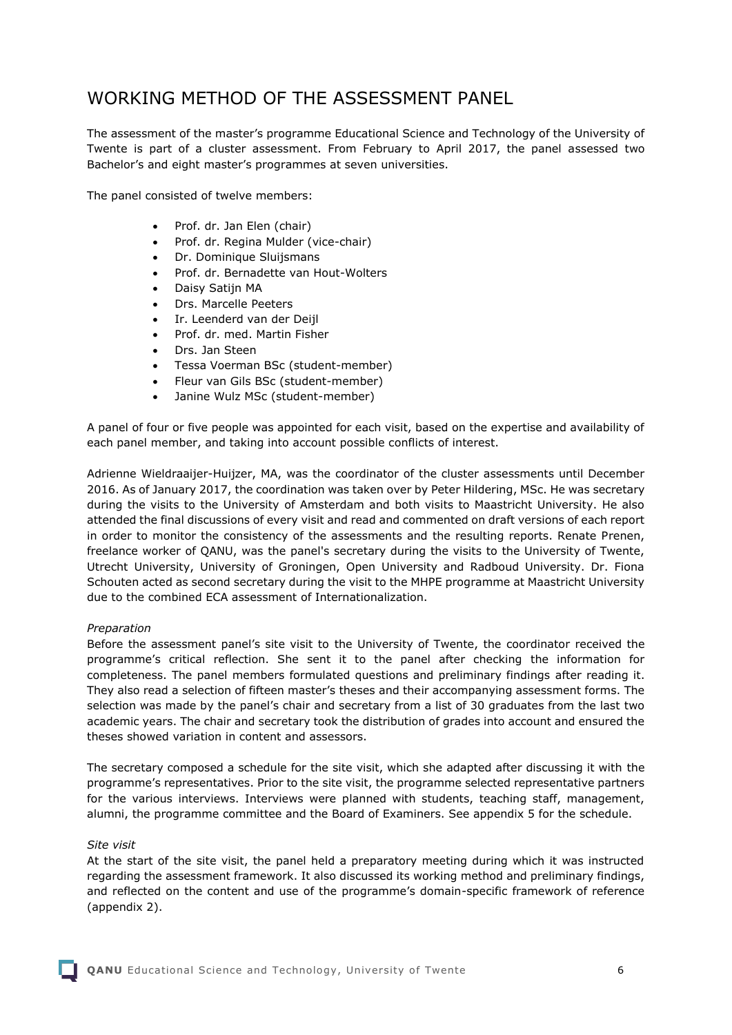# WORKING METHOD OF THE ASSESSMENT PANEL

The assessment of the master's programme Educational Science and Technology of the University of Twente is part of a cluster assessment. From February to April 2017, the panel assessed two Bachelor's and eight master's programmes at seven universities.

The panel consisted of twelve members:

- Prof. dr. Jan Elen (chair)
- Prof. dr. Regina Mulder (vice-chair)
- Dr. Dominique Sluijsmans
- Prof. dr. Bernadette van Hout-Wolters
- Daisy Satijn MA
- Drs. Marcelle Peeters
- Ir. Leenderd van der Deijl
- Prof. dr. med. Martin Fisher
- Drs. Jan Steen
- Tessa Voerman BSc (student-member)
- Fleur van Gils BSc (student-member)
- Janine Wulz MSc (student-member)

A panel of four or five people was appointed for each visit, based on the expertise and availability of each panel member, and taking into account possible conflicts of interest.

Adrienne Wieldraaijer-Huijzer, MA, was the coordinator of the cluster assessments until December 2016. As of January 2017, the coordination was taken over by Peter Hildering, MSc. He was secretary during the visits to the University of Amsterdam and both visits to Maastricht University. He also attended the final discussions of every visit and read and commented on draft versions of each report in order to monitor the consistency of the assessments and the resulting reports. Renate Prenen, freelance worker of QANU, was the panel's secretary during the visits to the University of Twente, Utrecht University, University of Groningen, Open University and Radboud University. Dr. Fiona Schouten acted as second secretary during the visit to the MHPE programme at Maastricht University due to the combined ECA assessment of Internationalization.

*Preparation*

Before the assessment panel's site visit to the University of Twente, the coordinator received the programme's critical reflection. She sent it to the panel after checking the information for completeness. The panel members formulated questions and preliminary findings after reading it. They also read a selection of fifteen master's theses and their accompanying assessment forms. The selection was made by the panel's chair and secretary from a list of 30 graduates from the last two academic years. The chair and secretary took the distribution of grades into account and ensured the theses showed variation in content and assessors.

The secretary composed a schedule for the site visit, which she adapted after discussing it with the programme's representatives. Prior to the site visit, the programme selected representative partners for the various interviews. Interviews were planned with students, teaching staff, management, alumni, the programme committee and the Board of Examiners. See appendix 5 for the schedule.

*Site visit*

At the start of the site visit, the panel held a preparatory meeting during which it was instructed regarding the assessment framework. It also discussed its working method and preliminary findings, and reflected on the content and use of the programme's domain-specific framework of reference (appendix 2).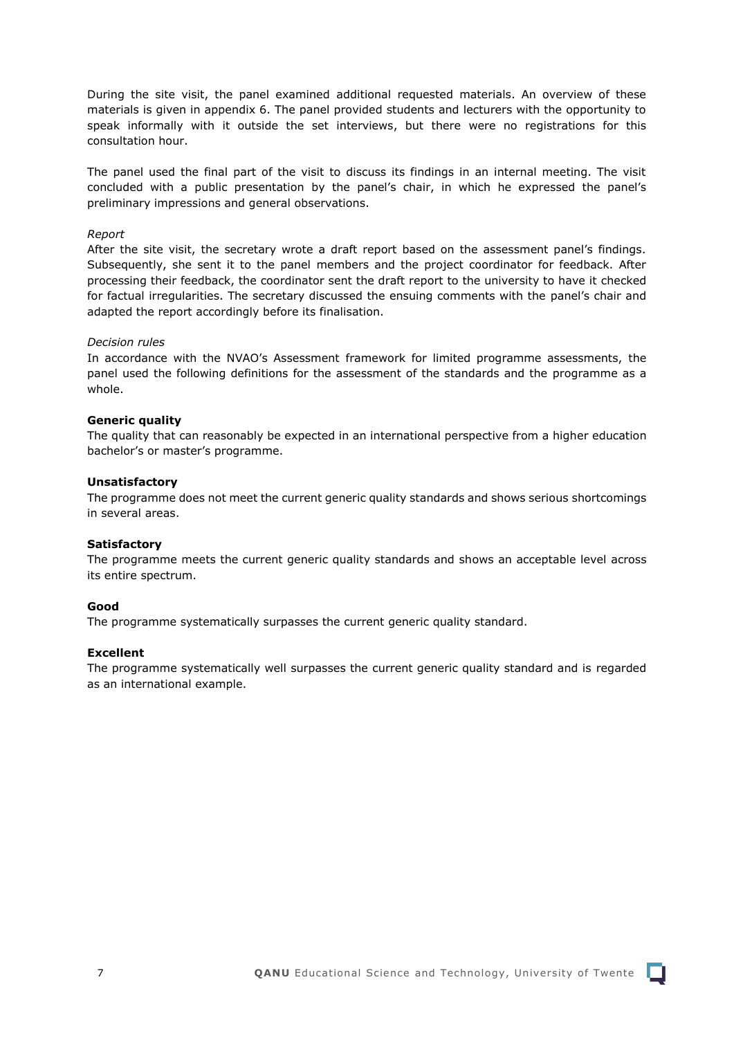During the site visit, the panel examined additional requested materials. An overview of these materials is given in appendix 6. The panel provided students and lecturers with the opportunity to speak informally with it outside the set interviews, but there were no registrations for this consultation hour.

The panel used the final part of the visit to discuss its findings in an internal meeting. The visit concluded with a public presentation by the panel's chair, in which he expressed the panel's preliminary impressions and general observations.

*Report*

After the site visit, the secretary wrote a draft report based on the assessment panel's findings. Subsequently, she sent it to the panel members and the project coordinator for feedback. After processing their feedback, the coordinator sent the draft report to the university to have it checked for factual irregularities. The secretary discussed the ensuing comments with the panel's chair and adapted the report accordingly before its finalisation.

*Decision rules*

In accordance with the NVAO's Assessment framework for limited programme assessments, the panel used the following definitions for the assessment of the standards and the programme as a whole.

**Generic quality**

The quality that can reasonably be expected in an international perspective from a higher education bachelor's or master's programme.

**Unsatisfactory**

The programme does not meet the current generic quality standards and shows serious shortcomings in several areas.

**Satisfactory**

The programme meets the current generic quality standards and shows an acceptable level across its entire spectrum.

**Good**

The programme systematically surpasses the current generic quality standard.

**Excellent**

The programme systematically well surpasses the current generic quality standard and is regarded as an international example.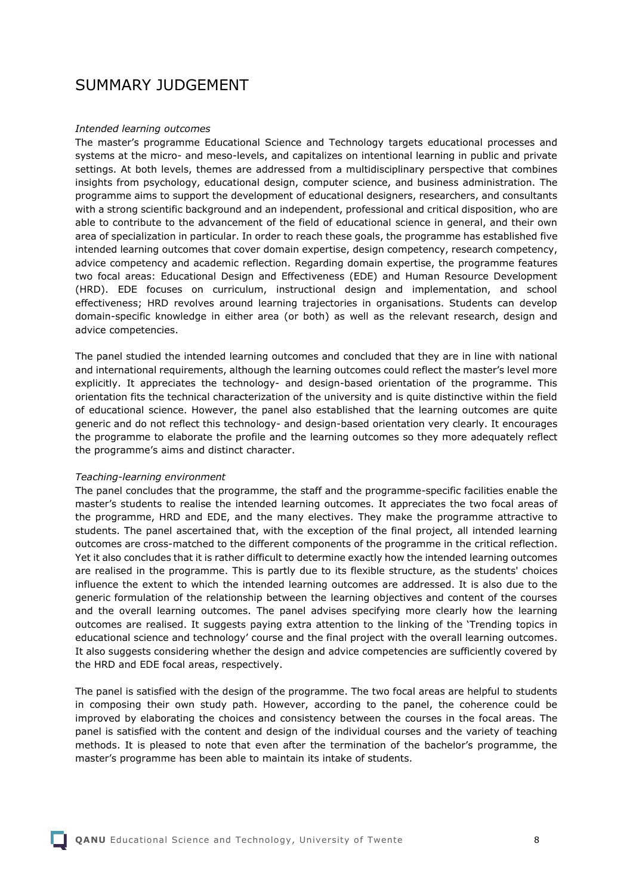# SUMMARY JUDGEMENT

*Intended learning outcomes*

The master's programme Educational Science and Technology targets educational processes and systems at the micro- and meso-levels, and capitalizes on intentional learning in public and private settings. At both levels, themes are addressed from a multidisciplinary perspective that combines insights from psychology, educational design, computer science, and business administration. The programme aims to support the development of educational designers, researchers, and consultants with a strong scientific background and an independent, professional and critical disposition, who are able to contribute to the advancement of the field of educational science in general, and their own area of specialization in particular. In order to reach these goals, the programme has established five intended learning outcomes that cover domain expertise, design competency, research competency, advice competency and academic reflection. Regarding domain expertise, the programme features two focal areas: Educational Design and Effectiveness (EDE) and Human Resource Development (HRD). EDE focuses on curriculum, instructional design and implementation, and school effectiveness; HRD revolves around learning trajectories in organisations. Students can develop domain-specific knowledge in either area (or both) as well as the relevant research, design and advice competencies.

The panel studied the intended learning outcomes and concluded that they are in line with national and international requirements, although the learning outcomes could reflect the master's level more explicitly. It appreciates the technology- and design-based orientation of the programme. This orientation fits the technical characterization of the university and is quite distinctive within the field of educational science. However, the panel also established that the learning outcomes are quite generic and do not reflect this technology- and design-based orientation very clearly. It encourages the programme to elaborate the profile and the learning outcomes so they more adequately reflect the programme's aims and distinct character.

*Teaching-learning environment*

The panel concludes that the programme, the staff and the programme-specific facilities enable the master's students to realise the intended learning outcomes. It appreciates the two focal areas of the programme, HRD and EDE, and the many electives. They make the programme attractive to students. The panel ascertained that, with the exception of the final project, all intended learning outcomes are cross-matched to the different components of the programme in the critical reflection. Yet it also concludes that it is rather difficult to determine exactly how the intended learning outcomes are realised in the programme. This is partly due to its flexible structure, as the students' choices influence the extent to which the intended learning outcomes are addressed. It is also due to the generic formulation of the relationship between the learning objectives and content of the courses and the overall learning outcomes. The panel advises specifying more clearly how the learning outcomes are realised. It suggests paying extra attention to the linking of the 'Trending topics in educational science and technology' course and the final project with the overall learning outcomes. It also suggests considering whether the design and advice competencies are sufficiently covered by the HRD and EDE focal areas, respectively.

The panel is satisfied with the design of the programme. The two focal areas are helpful to students in composing their own study path. However, according to the panel, the coherence could be improved by elaborating the choices and consistency between the courses in the focal areas. The panel is satisfied with the content and design of the individual courses and the variety of teaching methods. It is pleased to note that even after the termination of the bachelor's programme, the master's programme has been able to maintain its intake of students.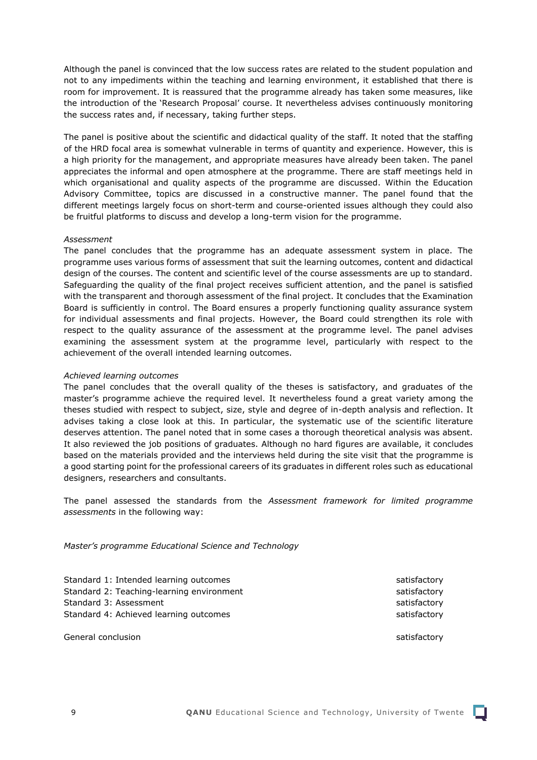Although the panel is convinced that the low success rates are related to the student population and not to any impediments within the teaching and learning environment, it established that there is room for improvement. It is reassured that the programme already has taken some measures, like the introduction of the 'Research Proposal' course. It nevertheless advises continuously monitoring the success rates and, if necessary, taking further steps.

The panel is positive about the scientific and didactical quality of the staff. It noted that the staffing of the HRD focal area is somewhat vulnerable in terms of quantity and experience. However, this is a high priority for the management, and appropriate measures have already been taken. The panel appreciates the informal and open atmosphere at the programme. There are staff meetings held in which organisational and quality aspects of the programme are discussed. Within the Education Advisory Committee, topics are discussed in a constructive manner. The panel found that the different meetings largely focus on short-term and course-oriented issues although they could also be fruitful platforms to discuss and develop a long-term vision for the programme.

*Assessment*

The panel concludes that the programme has an adequate assessment system in place. The programme uses various forms of assessment that suit the learning outcomes, content and didactical design of the courses. The content and scientific level of the course assessments are up to standard. Safeguarding the quality of the final project receives sufficient attention, and the panel is satisfied with the transparent and thorough assessment of the final project. It concludes that the Examination Board is sufficiently in control. The Board ensures a properly functioning quality assurance system for individual assessments and final projects. However, the Board could strengthen its role with respect to the quality assurance of the assessment at the programme level. The panel advises examining the assessment system at the programme level, particularly with respect to the achievement of the overall intended learning outcomes.

*Achieved learning outcomes*

The panel concludes that the overall quality of the theses is satisfactory, and graduates of the master's programme achieve the required level. It nevertheless found a great variety among the theses studied with respect to subject, size, style and degree of in-depth analysis and reflection. It advises taking a close look at this. In particular, the systematic use of the scientific literature deserves attention. The panel noted that in some cases a thorough theoretical analysis was absent. It also reviewed the job positions of graduates. Although no hard figures are available, it concludes based on the materials provided and the interviews held during the site visit that the programme is a good starting point for the professional careers of its graduates in different roles such as educational designers, researchers and consultants.

The panel assessed the standards from the *Assessment framework for limited programme assessments* in the following way:

*Master's programme Educational Science and Technology*

| | |
|---|---|
| Standard 1: Intended learning outcomes | satisfactory |
| Standard 2: Teaching-learning environment | satisfactory |
| Standard 3: Assessment | satisfactory |
| Standard 4: Achieved learning outcomes | satisfactory |
| | |
| General conclusion | satisfactory |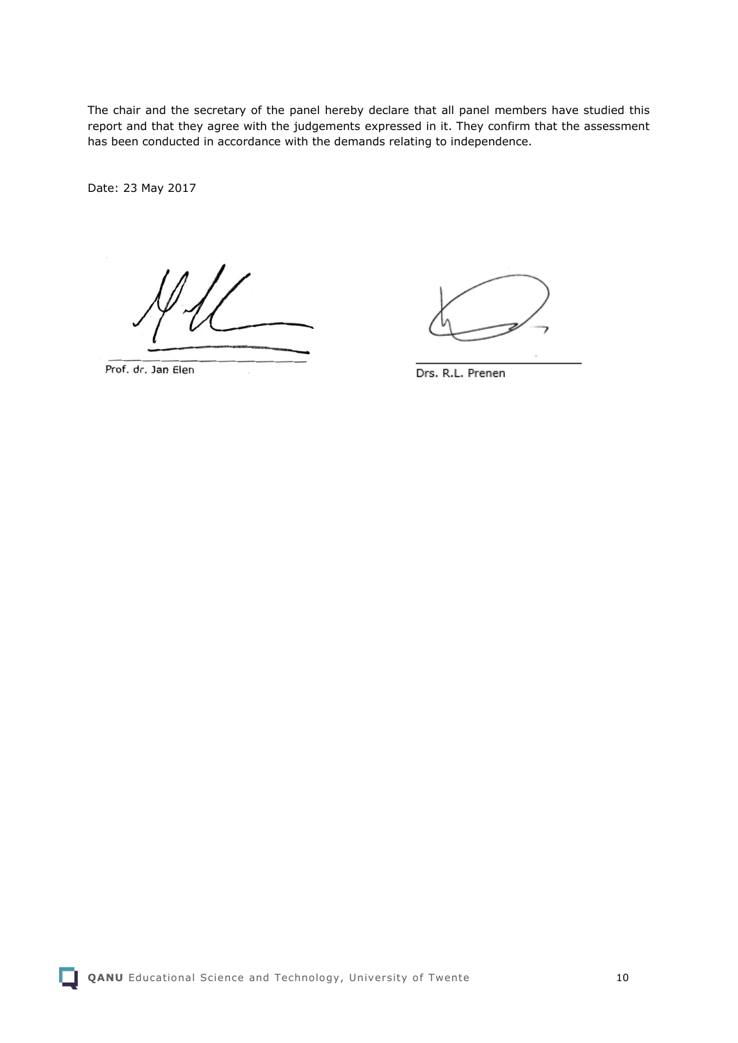The chair and the secretary of the panel hereby declare that all panel members have studied this report and that they agree with the judgements expressed in it. They confirm that the assessment has been conducted in accordance with the demands relating to independence.

Date: 23 May 2017

Prof. dr. Jan Elen

Drs. R.L. Prenen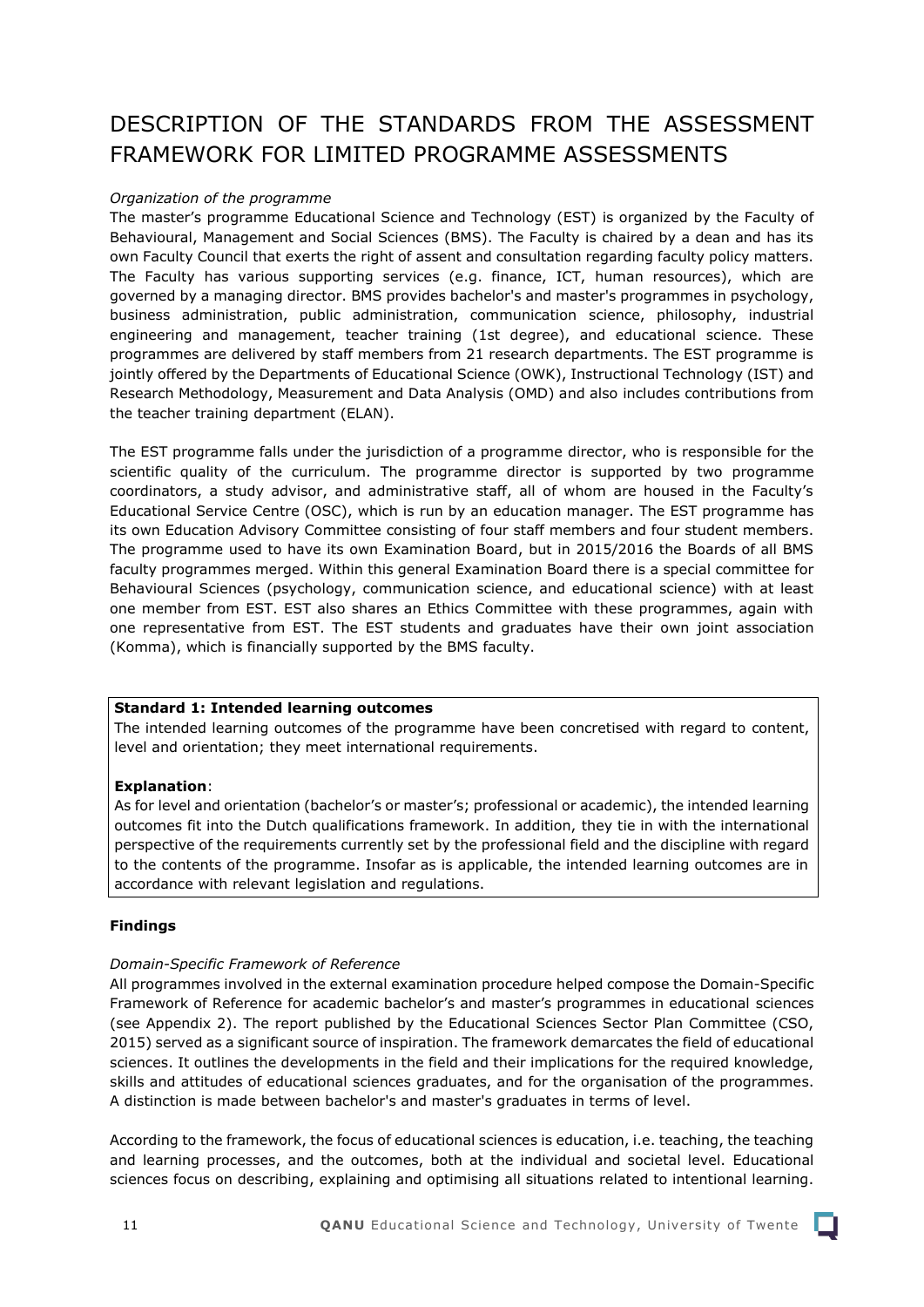# DESCRIPTION OF THE STANDARDS FROM THE ASSESSMENT FRAMEWORK FOR LIMITED PROGRAMME ASSESSMENTS

*Organization of the programme*

The master's programme Educational Science and Technology (EST) is organized by the Faculty of Behavioural, Management and Social Sciences (BMS). The Faculty is chaired by a dean and has its own Faculty Council that exerts the right of assent and consultation regarding faculty policy matters. The Faculty has various supporting services (e.g. finance, ICT, human resources), which are governed by a managing director. BMS provides bachelor's and master's programmes in psychology, business administration, public administration, communication science, philosophy, industrial engineering and management, teacher training (1st degree), and educational science. These programmes are delivered by staff members from 21 research departments. The EST programme is jointly offered by the Departments of Educational Science (OWK), Instructional Technology (IST) and Research Methodology, Measurement and Data Analysis (OMD) and also includes contributions from the teacher training department (ELAN).

The EST programme falls under the jurisdiction of a programme director, who is responsible for the scientific quality of the curriculum. The programme director is supported by two programme coordinators, a study advisor, and administrative staff, all of whom are housed in the Faculty's Educational Service Centre (OSC), which is run by an education manager. The EST programme has its own Education Advisory Committee consisting of four staff members and four student members. The programme used to have its own Examination Board, but in 2015/2016 the Boards of all BMS faculty programmes merged. Within this general Examination Board there is a special committee for Behavioural Sciences (psychology, communication science, and educational science) with at least one member from EST. EST also shares an Ethics Committee with these programmes, again with one representative from EST. The EST students and graduates have their own joint association (Komma), which is financially supported by the BMS faculty.

**Standard 1: Intended learning outcomes**

The intended learning outcomes of the programme have been concretised with regard to content, level and orientation; they meet international requirements.

**Explanation**:

As for level and orientation (bachelor's or master's; professional or academic), the intended learning outcomes fit into the Dutch qualifications framework. In addition, they tie in with the international perspective of the requirements currently set by the professional field and the discipline with regard to the contents of the programme. Insofar as is applicable, the intended learning outcomes are in accordance with relevant legislation and regulations.

**Findings**

*Domain-Specific Framework of Reference*

All programmes involved in the external examination procedure helped compose the Domain-Specific Framework of Reference for academic bachelor's and master's programmes in educational sciences (see Appendix 2). The report published by the Educational Sciences Sector Plan Committee (CSO, 2015) served as a significant source of inspiration. The framework demarcates the field of educational sciences. It outlines the developments in the field and their implications for the required knowledge, skills and attitudes of educational sciences graduates, and for the organisation of the programmes. A distinction is made between bachelor's and master's graduates in terms of level.

According to the framework, the focus of educational sciences is education, i.e. teaching, the teaching and learning processes, and the outcomes, both at the individual and societal level. Educational sciences focus on describing, explaining and optimising all situations related to intentional learning.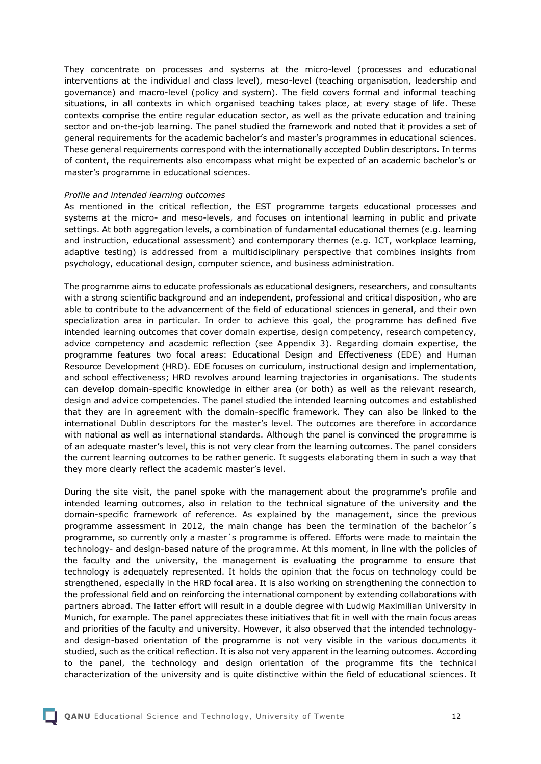They concentrate on processes and systems at the micro-level (processes and educational interventions at the individual and class level), meso-level (teaching organisation, leadership and governance) and macro-level (policy and system). The field covers formal and informal teaching situations, in all contexts in which organised teaching takes place, at every stage of life. These contexts comprise the entire regular education sector, as well as the private education and training sector and on-the-job learning. The panel studied the framework and noted that it provides a set of general requirements for the academic bachelor's and master's programmes in educational sciences. These general requirements correspond with the internationally accepted Dublin descriptors. In terms of content, the requirements also encompass what might be expected of an academic bachelor's or master's programme in educational sciences.

*Profile and intended learning outcomes*

As mentioned in the critical reflection, the EST programme targets educational processes and systems at the micro- and meso-levels, and focuses on intentional learning in public and private settings. At both aggregation levels, a combination of fundamental educational themes (e.g. learning and instruction, educational assessment) and contemporary themes (e.g. ICT, workplace learning, adaptive testing) is addressed from a multidisciplinary perspective that combines insights from psychology, educational design, computer science, and business administration.

The programme aims to educate professionals as educational designers, researchers, and consultants with a strong scientific background and an independent, professional and critical disposition, who are able to contribute to the advancement of the field of educational sciences in general, and their own specialization area in particular. In order to achieve this goal, the programme has defined five intended learning outcomes that cover domain expertise, design competency, research competency, advice competency and academic reflection (see Appendix 3). Regarding domain expertise, the programme features two focal areas: Educational Design and Effectiveness (EDE) and Human Resource Development (HRD). EDE focuses on curriculum, instructional design and implementation, and school effectiveness; HRD revolves around learning trajectories in organisations. The students can develop domain-specific knowledge in either area (or both) as well as the relevant research, design and advice competencies. The panel studied the intended learning outcomes and established that they are in agreement with the domain-specific framework. They can also be linked to the international Dublin descriptors for the master's level. The outcomes are therefore in accordance with national as well as international standards. Although the panel is convinced the programme is of an adequate master's level, this is not very clear from the learning outcomes. The panel considers the current learning outcomes to be rather generic. It suggests elaborating them in such a way that they more clearly reflect the academic master's level.

During the site visit, the panel spoke with the management about the programme's profile and intended learning outcomes, also in relation to the technical signature of the university and the domain-specific framework of reference. As explained by the management, since the previous programme assessment in 2012, the main change has been the termination of the bachelor´s programme, so currently only a master´s programme is offered. Efforts were made to maintain the technology- and design-based nature of the programme. At this moment, in line with the policies of the faculty and the university, the management is evaluating the programme to ensure that technology is adequately represented. It holds the opinion that the focus on technology could be strengthened, especially in the HRD focal area. It is also working on strengthening the connection to the professional field and on reinforcing the international component by extending collaborations with partners abroad. The latter effort will result in a double degree with Ludwig Maximilian University in Munich, for example. The panel appreciates these initiatives that fit in well with the main focus areas and priorities of the faculty and university. However, it also observed that the intended technology- and design-based orientation of the programme is not very visible in the various documents it studied, such as the critical reflection. It is also not very apparent in the learning outcomes. According to the panel, the technology and design orientation of the programme fits the technical characterization of the university and is quite distinctive within the field of educational sciences. It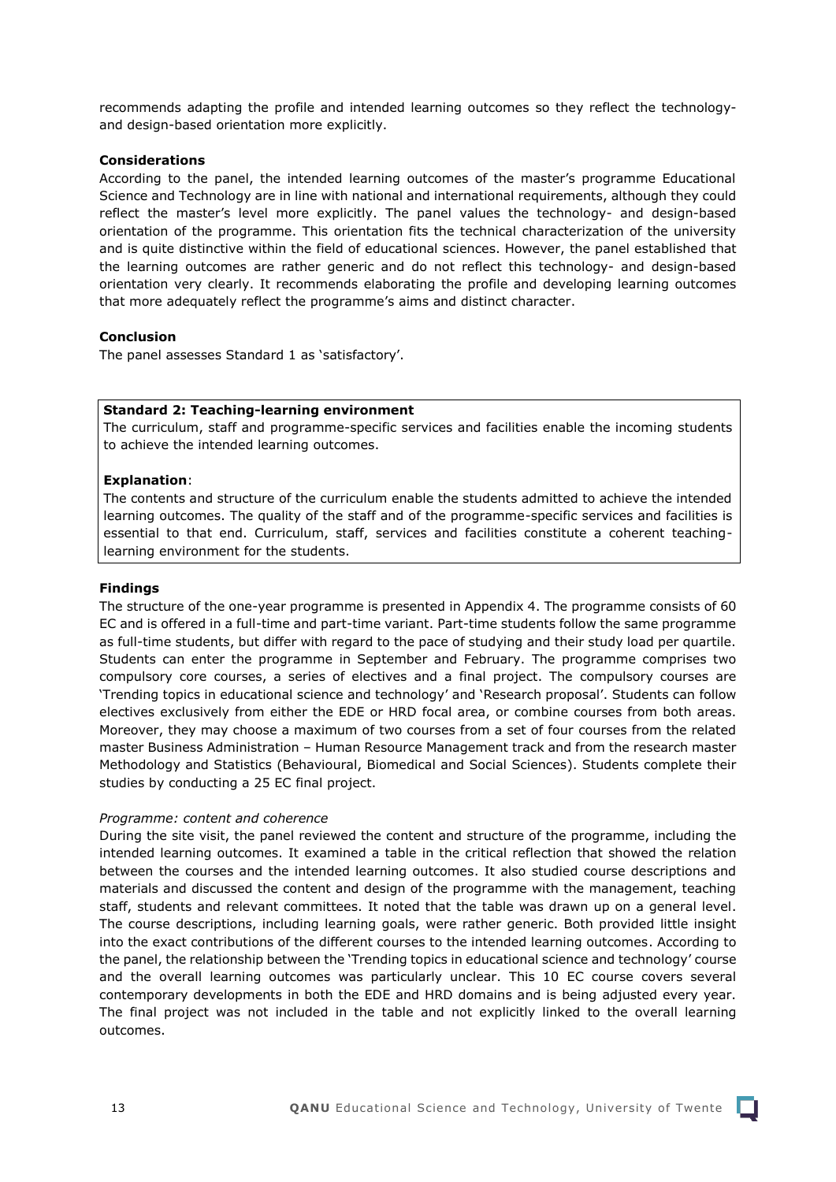recommends adapting the profile and intended learning outcomes so they reflect the technology- and design-based orientation more explicitly.

**Considerations**

According to the panel, the intended learning outcomes of the master's programme Educational Science and Technology are in line with national and international requirements, although they could reflect the master's level more explicitly. The panel values the technology- and design-based orientation of the programme. This orientation fits the technical characterization of the university and is quite distinctive within the field of educational sciences. However, the panel established that the learning outcomes are rather generic and do not reflect this technology- and design-based orientation very clearly. It recommends elaborating the profile and developing learning outcomes that more adequately reflect the programme's aims and distinct character.

**Conclusion**

The panel assesses Standard 1 as 'satisfactory'.

**Standard 2: Teaching-learning environment**

The curriculum, staff and programme-specific services and facilities enable the incoming students to achieve the intended learning outcomes.

**Explanation**:

The contents and structure of the curriculum enable the students admitted to achieve the intended learning outcomes. The quality of the staff and of the programme-specific services and facilities is essential to that end. Curriculum, staff, services and facilities constitute a coherent teaching-learning environment for the students.

**Findings**

The structure of the one-year programme is presented in Appendix 4. The programme consists of 60 EC and is offered in a full-time and part-time variant. Part-time students follow the same programme as full-time students, but differ with regard to the pace of studying and their study load per quartile. Students can enter the programme in September and February. The programme comprises two compulsory core courses, a series of electives and a final project. The compulsory courses are 'Trending topics in educational science and technology' and 'Research proposal'. Students can follow electives exclusively from either the EDE or HRD focal area, or combine courses from both areas. Moreover, they may choose a maximum of two courses from a set of four courses from the related master Business Administration – Human Resource Management track and from the research master Methodology and Statistics (Behavioural, Biomedical and Social Sciences). Students complete their studies by conducting a 25 EC final project.

*Programme: content and coherence*

During the site visit, the panel reviewed the content and structure of the programme, including the intended learning outcomes. It examined a table in the critical reflection that showed the relation between the courses and the intended learning outcomes. It also studied course descriptions and materials and discussed the content and design of the programme with the management, teaching staff, students and relevant committees. It noted that the table was drawn up on a general level. The course descriptions, including learning goals, were rather generic. Both provided little insight into the exact contributions of the different courses to the intended learning outcomes. According to the panel, the relationship between the 'Trending topics in educational science and technology' course and the overall learning outcomes was particularly unclear. This 10 EC course covers several contemporary developments in both the EDE and HRD domains and is being adjusted every year. The final project was not included in the table and not explicitly linked to the overall learning outcomes.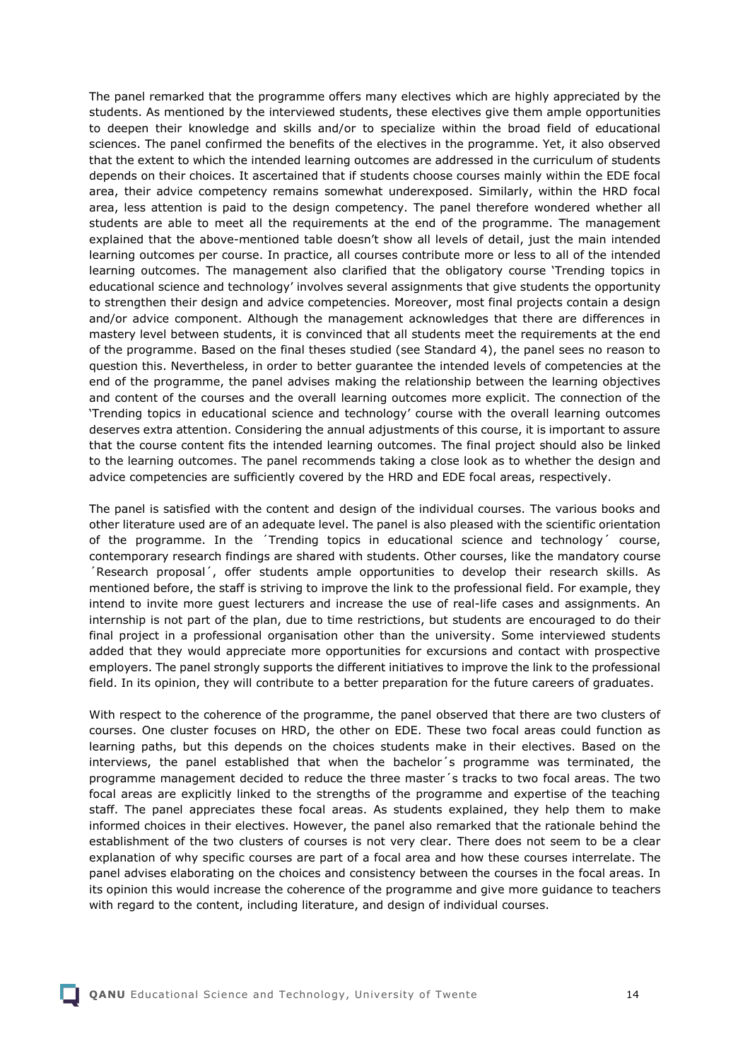The panel remarked that the programme offers many electives which are highly appreciated by the students. As mentioned by the interviewed students, these electives give them ample opportunities to deepen their knowledge and skills and/or to specialize within the broad field of educational sciences. The panel confirmed the benefits of the electives in the programme. Yet, it also observed that the extent to which the intended learning outcomes are addressed in the curriculum of students depends on their choices. It ascertained that if students choose courses mainly within the EDE focal area, their advice competency remains somewhat underexposed. Similarly, within the HRD focal area, less attention is paid to the design competency. The panel therefore wondered whether all students are able to meet all the requirements at the end of the programme. The management explained that the above-mentioned table doesn't show all levels of detail, just the main intended learning outcomes per course. In practice, all courses contribute more or less to all of the intended learning outcomes. The management also clarified that the obligatory course 'Trending topics in educational science and technology' involves several assignments that give students the opportunity to strengthen their design and advice competencies. Moreover, most final projects contain a design and/or advice component. Although the management acknowledges that there are differences in mastery level between students, it is convinced that all students meet the requirements at the end of the programme. Based on the final theses studied (see Standard 4), the panel sees no reason to question this. Nevertheless, in order to better guarantee the intended levels of competencies at the end of the programme, the panel advises making the relationship between the learning objectives and content of the courses and the overall learning outcomes more explicit. The connection of the 'Trending topics in educational science and technology' course with the overall learning outcomes deserves extra attention. Considering the annual adjustments of this course, it is important to assure that the course content fits the intended learning outcomes. The final project should also be linked to the learning outcomes. The panel recommends taking a close look as to whether the design and advice competencies are sufficiently covered by the HRD and EDE focal areas, respectively.

The panel is satisfied with the content and design of the individual courses. The various books and other literature used are of an adequate level. The panel is also pleased with the scientific orientation of the programme. In the ´Trending topics in educational science and technology´ course, contemporary research findings are shared with students. Other courses, like the mandatory course ´Research proposal´, offer students ample opportunities to develop their research skills. As mentioned before, the staff is striving to improve the link to the professional field. For example, they intend to invite more guest lecturers and increase the use of real-life cases and assignments. An internship is not part of the plan, due to time restrictions, but students are encouraged to do their final project in a professional organisation other than the university. Some interviewed students added that they would appreciate more opportunities for excursions and contact with prospective employers. The panel strongly supports the different initiatives to improve the link to the professional field. In its opinion, they will contribute to a better preparation for the future careers of graduates.

With respect to the coherence of the programme, the panel observed that there are two clusters of courses. One cluster focuses on HRD, the other on EDE. These two focal areas could function as learning paths, but this depends on the choices students make in their electives. Based on the interviews, the panel established that when the bachelor´s programme was terminated, the programme management decided to reduce the three master´s tracks to two focal areas. The two focal areas are explicitly linked to the strengths of the programme and expertise of the teaching staff. The panel appreciates these focal areas. As students explained, they help them to make informed choices in their electives. However, the panel also remarked that the rationale behind the establishment of the two clusters of courses is not very clear. There does not seem to be a clear explanation of why specific courses are part of a focal area and how these courses interrelate. The panel advises elaborating on the choices and consistency between the courses in the focal areas. In its opinion this would increase the coherence of the programme and give more guidance to teachers with regard to the content, including literature, and design of individual courses.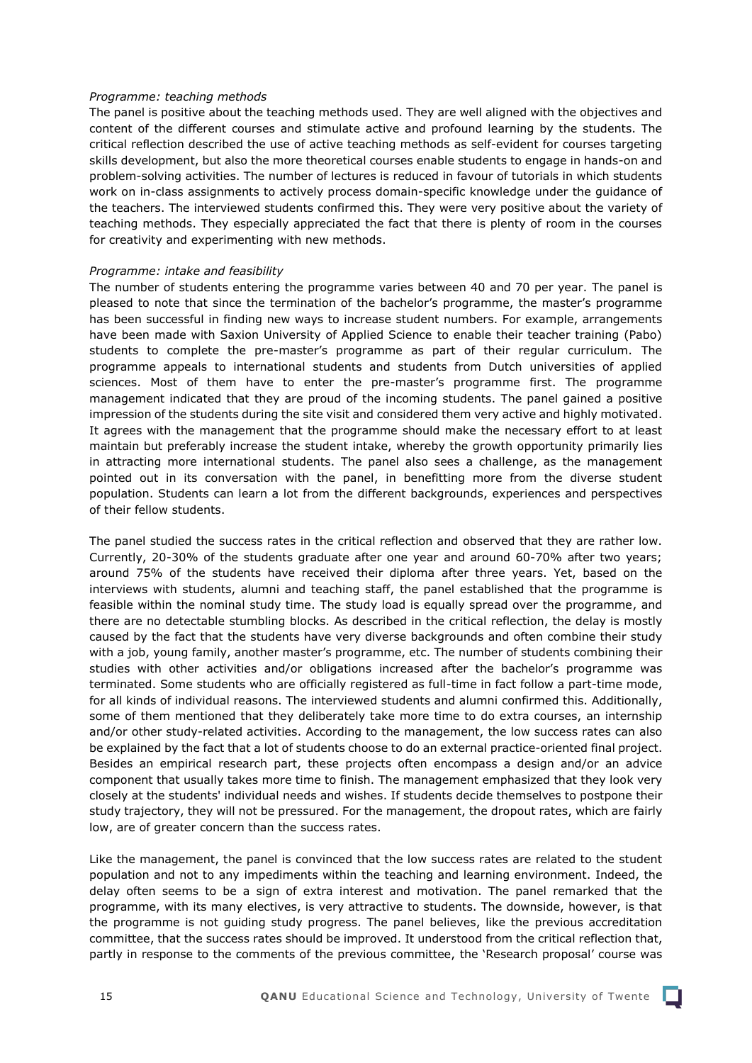*Programme: teaching methods*

The panel is positive about the teaching methods used. They are well aligned with the objectives and content of the different courses and stimulate active and profound learning by the students. The critical reflection described the use of active teaching methods as self-evident for courses targeting skills development, but also the more theoretical courses enable students to engage in hands-on and problem-solving activities. The number of lectures is reduced in favour of tutorials in which students work on in-class assignments to actively process domain-specific knowledge under the guidance of the teachers. The interviewed students confirmed this. They were very positive about the variety of teaching methods. They especially appreciated the fact that there is plenty of room in the courses for creativity and experimenting with new methods.

*Programme: intake and feasibility*

The number of students entering the programme varies between 40 and 70 per year. The panel is pleased to note that since the termination of the bachelor's programme, the master's programme has been successful in finding new ways to increase student numbers. For example, arrangements have been made with Saxion University of Applied Science to enable their teacher training (Pabo) students to complete the pre-master's programme as part of their regular curriculum. The programme appeals to international students and students from Dutch universities of applied sciences. Most of them have to enter the pre-master's programme first. The programme management indicated that they are proud of the incoming students. The panel gained a positive impression of the students during the site visit and considered them very active and highly motivated. It agrees with the management that the programme should make the necessary effort to at least maintain but preferably increase the student intake, whereby the growth opportunity primarily lies in attracting more international students. The panel also sees a challenge, as the management pointed out in its conversation with the panel, in benefitting more from the diverse student population. Students can learn a lot from the different backgrounds, experiences and perspectives of their fellow students.

The panel studied the success rates in the critical reflection and observed that they are rather low. Currently, 20-30% of the students graduate after one year and around 60-70% after two years; around 75% of the students have received their diploma after three years. Yet, based on the interviews with students, alumni and teaching staff, the panel established that the programme is feasible within the nominal study time. The study load is equally spread over the programme, and there are no detectable stumbling blocks. As described in the critical reflection, the delay is mostly caused by the fact that the students have very diverse backgrounds and often combine their study with a job, young family, another master's programme, etc. The number of students combining their studies with other activities and/or obligations increased after the bachelor's programme was terminated. Some students who are officially registered as full-time in fact follow a part-time mode, for all kinds of individual reasons. The interviewed students and alumni confirmed this. Additionally, some of them mentioned that they deliberately take more time to do extra courses, an internship and/or other study-related activities. According to the management, the low success rates can also be explained by the fact that a lot of students choose to do an external practice-oriented final project. Besides an empirical research part, these projects often encompass a design and/or an advice component that usually takes more time to finish. The management emphasized that they look very closely at the students' individual needs and wishes. If students decide themselves to postpone their study trajectory, they will not be pressured. For the management, the dropout rates, which are fairly low, are of greater concern than the success rates.

Like the management, the panel is convinced that the low success rates are related to the student population and not to any impediments within the teaching and learning environment. Indeed, the delay often seems to be a sign of extra interest and motivation. The panel remarked that the programme, with its many electives, is very attractive to students. The downside, however, is that the programme is not guiding study progress. The panel believes, like the previous accreditation committee, that the success rates should be improved. It understood from the critical reflection that, partly in response to the comments of the previous committee, the 'Research proposal' course was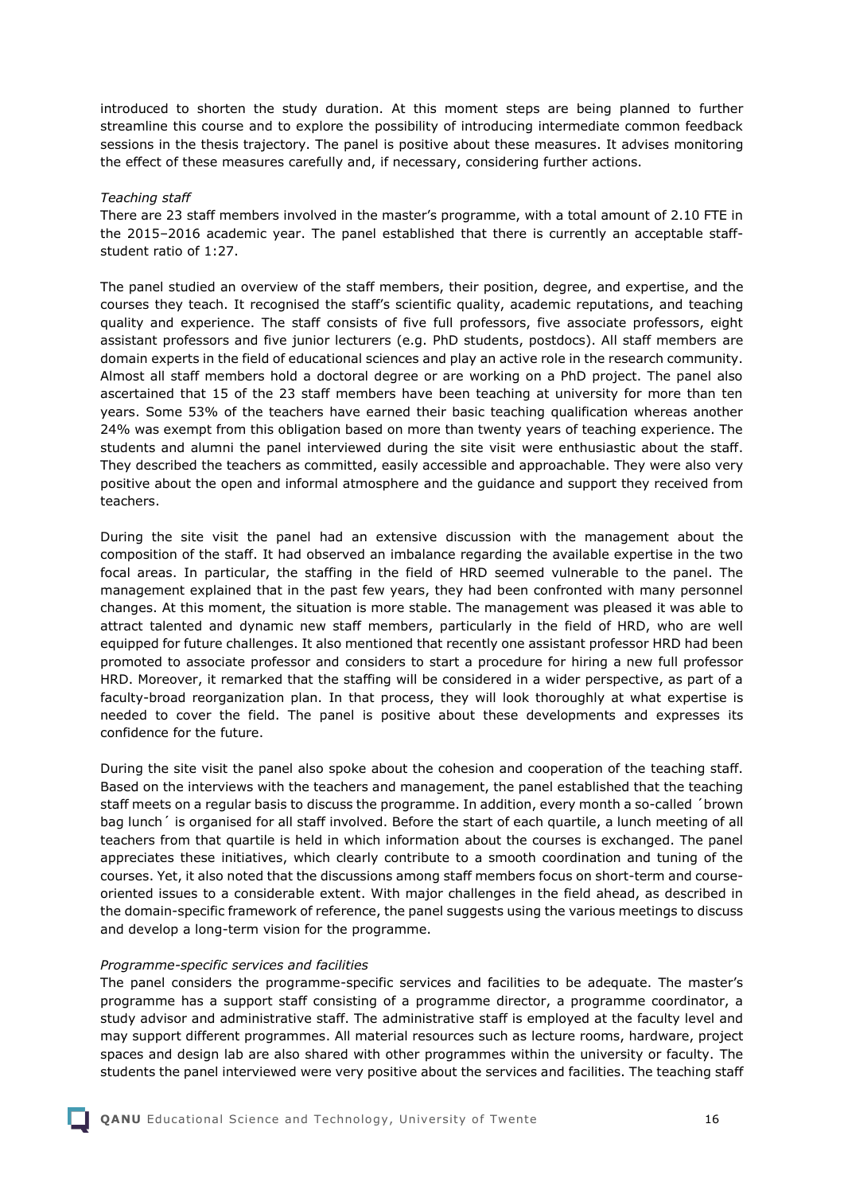introduced to shorten the study duration. At this moment steps are being planned to further streamline this course and to explore the possibility of introducing intermediate common feedback sessions in the thesis trajectory. The panel is positive about these measures. It advises monitoring the effect of these measures carefully and, if necessary, considering further actions.

*Teaching staff*

There are 23 staff members involved in the master's programme, with a total amount of 2.10 FTE in the 2015–2016 academic year. The panel established that there is currently an acceptable staff-student ratio of 1:27.

The panel studied an overview of the staff members, their position, degree, and expertise, and the courses they teach. It recognised the staff's scientific quality, academic reputations, and teaching quality and experience. The staff consists of five full professors, five associate professors, eight assistant professors and five junior lecturers (e.g. PhD students, postdocs). All staff members are domain experts in the field of educational sciences and play an active role in the research community. Almost all staff members hold a doctoral degree or are working on a PhD project. The panel also ascertained that 15 of the 23 staff members have been teaching at university for more than ten years. Some 53% of the teachers have earned their basic teaching qualification whereas another 24% was exempt from this obligation based on more than twenty years of teaching experience. The students and alumni the panel interviewed during the site visit were enthusiastic about the staff. They described the teachers as committed, easily accessible and approachable. They were also very positive about the open and informal atmosphere and the guidance and support they received from teachers.

During the site visit the panel had an extensive discussion with the management about the composition of the staff. It had observed an imbalance regarding the available expertise in the two focal areas. In particular, the staffing in the field of HRD seemed vulnerable to the panel. The management explained that in the past few years, they had been confronted with many personnel changes. At this moment, the situation is more stable. The management was pleased it was able to attract talented and dynamic new staff members, particularly in the field of HRD, who are well equipped for future challenges. It also mentioned that recently one assistant professor HRD had been promoted to associate professor and considers to start a procedure for hiring a new full professor HRD. Moreover, it remarked that the staffing will be considered in a wider perspective, as part of a faculty-broad reorganization plan. In that process, they will look thoroughly at what expertise is needed to cover the field. The panel is positive about these developments and expresses its confidence for the future.

During the site visit the panel also spoke about the cohesion and cooperation of the teaching staff. Based on the interviews with the teachers and management, the panel established that the teaching staff meets on a regular basis to discuss the programme. In addition, every month a so-called ´brown bag lunch´ is organised for all staff involved. Before the start of each quartile, a lunch meeting of all teachers from that quartile is held in which information about the courses is exchanged. The panel appreciates these initiatives, which clearly contribute to a smooth coordination and tuning of the courses. Yet, it also noted that the discussions among staff members focus on short-term and course-oriented issues to a considerable extent. With major challenges in the field ahead, as described in the domain-specific framework of reference, the panel suggests using the various meetings to discuss and develop a long-term vision for the programme.

*Programme-specific services and facilities*

The panel considers the programme-specific services and facilities to be adequate. The master's programme has a support staff consisting of a programme director, a programme coordinator, a study advisor and administrative staff. The administrative staff is employed at the faculty level and may support different programmes. All material resources such as lecture rooms, hardware, project spaces and design lab are also shared with other programmes within the university or faculty. The students the panel interviewed were very positive about the services and facilities. The teaching staff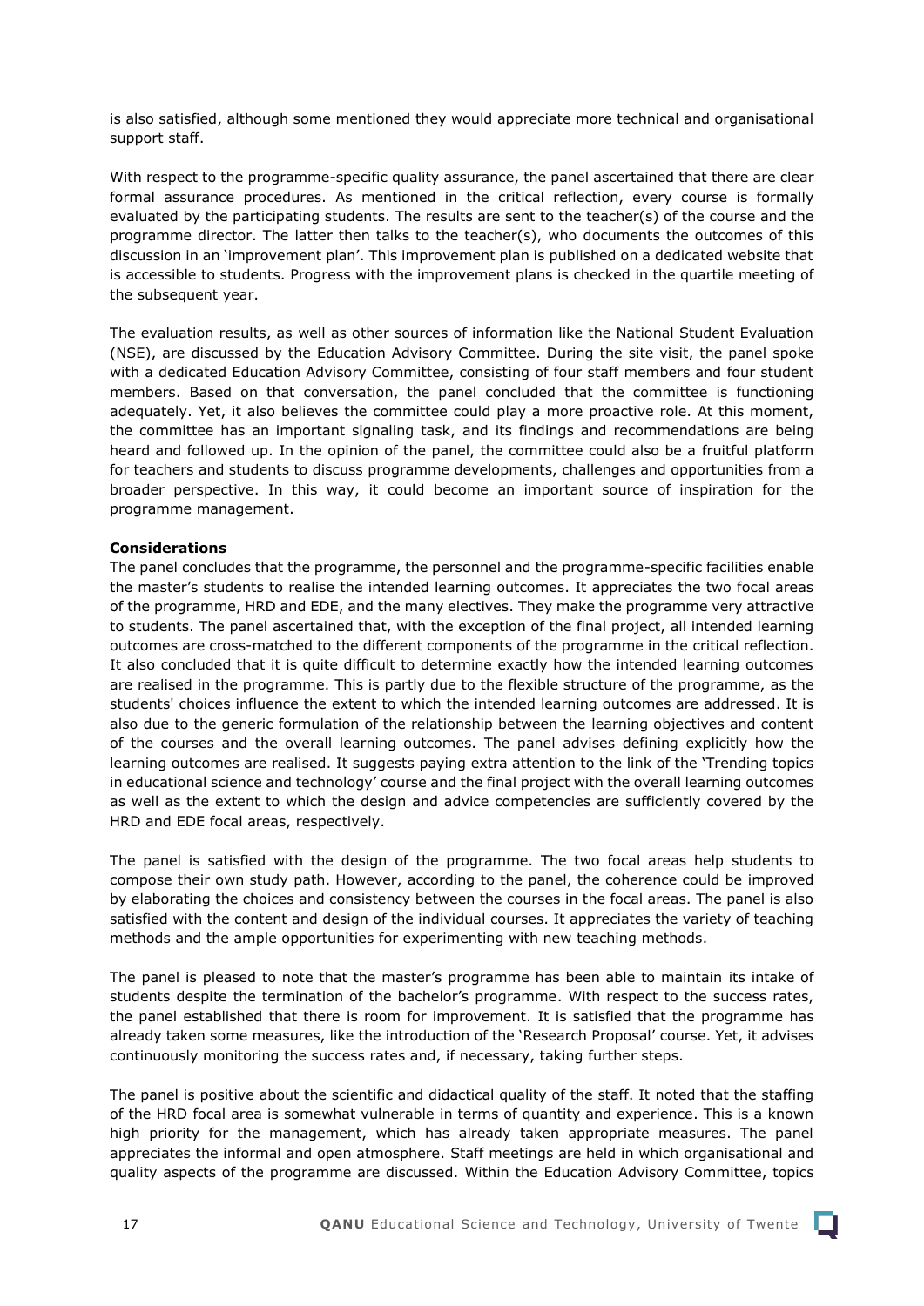is also satisfied, although some mentioned they would appreciate more technical and organisational support staff.

With respect to the programme-specific quality assurance, the panel ascertained that there are clear formal assurance procedures. As mentioned in the critical reflection, every course is formally evaluated by the participating students. The results are sent to the teacher(s) of the course and the programme director. The latter then talks to the teacher(s), who documents the outcomes of this discussion in an 'improvement plan'. This improvement plan is published on a dedicated website that is accessible to students. Progress with the improvement plans is checked in the quartile meeting of the subsequent year.

The evaluation results, as well as other sources of information like the National Student Evaluation (NSE), are discussed by the Education Advisory Committee. During the site visit, the panel spoke with a dedicated Education Advisory Committee, consisting of four staff members and four student members. Based on that conversation, the panel concluded that the committee is functioning adequately. Yet, it also believes the committee could play a more proactive role. At this moment, the committee has an important signaling task, and its findings and recommendations are being heard and followed up. In the opinion of the panel, the committee could also be a fruitful platform for teachers and students to discuss programme developments, challenges and opportunities from a broader perspective. In this way, it could become an important source of inspiration for the programme management.

**Considerations**

The panel concludes that the programme, the personnel and the programme-specific facilities enable the master's students to realise the intended learning outcomes. It appreciates the two focal areas of the programme, HRD and EDE, and the many electives. They make the programme very attractive to students. The panel ascertained that, with the exception of the final project, all intended learning outcomes are cross-matched to the different components of the programme in the critical reflection. It also concluded that it is quite difficult to determine exactly how the intended learning outcomes are realised in the programme. This is partly due to the flexible structure of the programme, as the students' choices influence the extent to which the intended learning outcomes are addressed. It is also due to the generic formulation of the relationship between the learning objectives and content of the courses and the overall learning outcomes. The panel advises defining explicitly how the learning outcomes are realised. It suggests paying extra attention to the link of the 'Trending topics in educational science and technology' course and the final project with the overall learning outcomes as well as the extent to which the design and advice competencies are sufficiently covered by the HRD and EDE focal areas, respectively.

The panel is satisfied with the design of the programme. The two focal areas help students to compose their own study path. However, according to the panel, the coherence could be improved by elaborating the choices and consistency between the courses in the focal areas. The panel is also satisfied with the content and design of the individual courses. It appreciates the variety of teaching methods and the ample opportunities for experimenting with new teaching methods.

The panel is pleased to note that the master's programme has been able to maintain its intake of students despite the termination of the bachelor's programme. With respect to the success rates, the panel established that there is room for improvement. It is satisfied that the programme has already taken some measures, like the introduction of the 'Research Proposal' course. Yet, it advises continuously monitoring the success rates and, if necessary, taking further steps.

The panel is positive about the scientific and didactical quality of the staff. It noted that the staffing of the HRD focal area is somewhat vulnerable in terms of quantity and experience. This is a known high priority for the management, which has already taken appropriate measures. The panel appreciates the informal and open atmosphere. Staff meetings are held in which organisational and quality aspects of the programme are discussed. Within the Education Advisory Committee, topics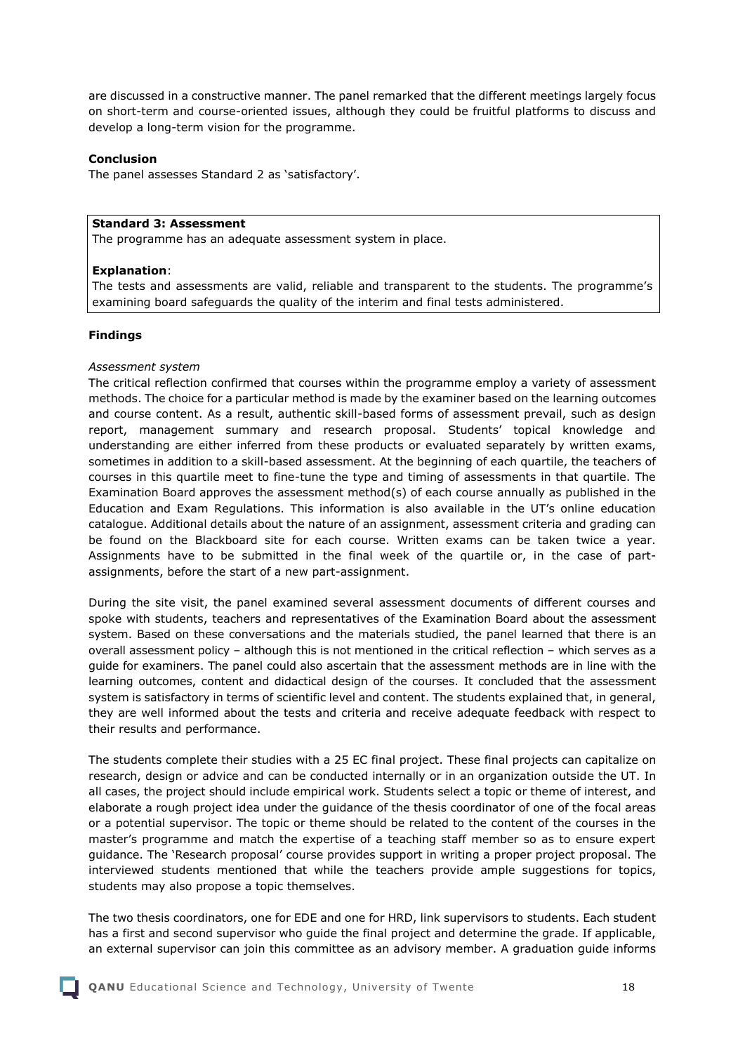are discussed in a constructive manner. The panel remarked that the different meetings largely focus on short-term and course-oriented issues, although they could be fruitful platforms to discuss and develop a long-term vision for the programme.

**Conclusion**
The panel assesses Standard 2 as 'satisfactory'.

> **Standard 3: Assessment**
> The programme has an adequate assessment system in place.
>
> **Explanation**:
> The tests and assessments are valid, reliable and transparent to the students. The programme's examining board safeguards the quality of the interim and final tests administered.

**Findings**

*Assessment system*
The critical reflection confirmed that courses within the programme employ a variety of assessment methods. The choice for a particular method is made by the examiner based on the learning outcomes and course content. As a result, authentic skill-based forms of assessment prevail, such as design report, management summary and research proposal. Students' topical knowledge and understanding are either inferred from these products or evaluated separately by written exams, sometimes in addition to a skill-based assessment. At the beginning of each quartile, the teachers of courses in this quartile meet to fine-tune the type and timing of assessments in that quartile. The Examination Board approves the assessment method(s) of each course annually as published in the Education and Exam Regulations. This information is also available in the UT's online education catalogue. Additional details about the nature of an assignment, assessment criteria and grading can be found on the Blackboard site for each course. Written exams can be taken twice a year. Assignments have to be submitted in the final week of the quartile or, in the case of part-assignments, before the start of a new part-assignment.

During the site visit, the panel examined several assessment documents of different courses and spoke with students, teachers and representatives of the Examination Board about the assessment system. Based on these conversations and the materials studied, the panel learned that there is an overall assessment policy – although this is not mentioned in the critical reflection – which serves as a guide for examiners. The panel could also ascertain that the assessment methods are in line with the learning outcomes, content and didactical design of the courses. It concluded that the assessment system is satisfactory in terms of scientific level and content. The students explained that, in general, they are well informed about the tests and criteria and receive adequate feedback with respect to their results and performance.

The students complete their studies with a 25 EC final project. These final projects can capitalize on research, design or advice and can be conducted internally or in an organization outside the UT. In all cases, the project should include empirical work. Students select a topic or theme of interest, and elaborate a rough project idea under the guidance of the thesis coordinator of one of the focal areas or a potential supervisor. The topic or theme should be related to the content of the courses in the master's programme and match the expertise of a teaching staff member so as to ensure expert guidance. The 'Research proposal' course provides support in writing a proper project proposal. The interviewed students mentioned that while the teachers provide ample suggestions for topics, students may also propose a topic themselves.

The two thesis coordinators, one for EDE and one for HRD, link supervisors to students. Each student has a first and second supervisor who guide the final project and determine the grade. If applicable, an external supervisor can join this committee as an advisory member. A graduation guide informs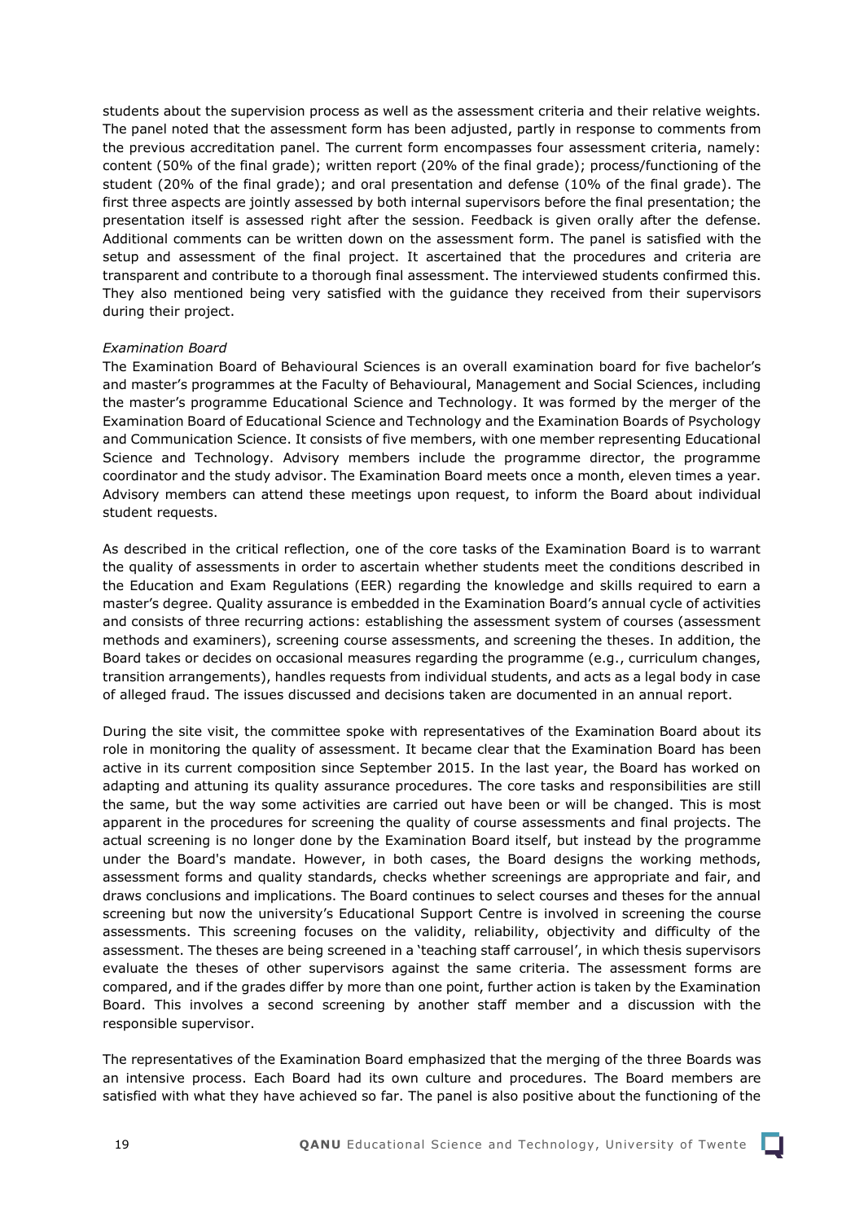students about the supervision process as well as the assessment criteria and their relative weights. The panel noted that the assessment form has been adjusted, partly in response to comments from the previous accreditation panel. The current form encompasses four assessment criteria, namely: content (50% of the final grade); written report (20% of the final grade); process/functioning of the student (20% of the final grade); and oral presentation and defense (10% of the final grade). The first three aspects are jointly assessed by both internal supervisors before the final presentation; the presentation itself is assessed right after the session. Feedback is given orally after the defense. Additional comments can be written down on the assessment form. The panel is satisfied with the setup and assessment of the final project. It ascertained that the procedures and criteria are transparent and contribute to a thorough final assessment. The interviewed students confirmed this. They also mentioned being very satisfied with the guidance they received from their supervisors during their project.

*Examination Board*

The Examination Board of Behavioural Sciences is an overall examination board for five bachelor's and master's programmes at the Faculty of Behavioural, Management and Social Sciences, including the master's programme Educational Science and Technology. It was formed by the merger of the Examination Board of Educational Science and Technology and the Examination Boards of Psychology and Communication Science. It consists of five members, with one member representing Educational Science and Technology. Advisory members include the programme director, the programme coordinator and the study advisor. The Examination Board meets once a month, eleven times a year. Advisory members can attend these meetings upon request, to inform the Board about individual student requests.

As described in the critical reflection, one of the core tasks of the Examination Board is to warrant the quality of assessments in order to ascertain whether students meet the conditions described in the Education and Exam Regulations (EER) regarding the knowledge and skills required to earn a master's degree. Quality assurance is embedded in the Examination Board's annual cycle of activities and consists of three recurring actions: establishing the assessment system of courses (assessment methods and examiners), screening course assessments, and screening the theses. In addition, the Board takes or decides on occasional measures regarding the programme (e.g., curriculum changes, transition arrangements), handles requests from individual students, and acts as a legal body in case of alleged fraud. The issues discussed and decisions taken are documented in an annual report.

During the site visit, the committee spoke with representatives of the Examination Board about its role in monitoring the quality of assessment. It became clear that the Examination Board has been active in its current composition since September 2015. In the last year, the Board has worked on adapting and attuning its quality assurance procedures. The core tasks and responsibilities are still the same, but the way some activities are carried out have been or will be changed. This is most apparent in the procedures for screening the quality of course assessments and final projects. The actual screening is no longer done by the Examination Board itself, but instead by the programme under the Board's mandate. However, in both cases, the Board designs the working methods, assessment forms and quality standards, checks whether screenings are appropriate and fair, and draws conclusions and implications. The Board continues to select courses and theses for the annual screening but now the university's Educational Support Centre is involved in screening the course assessments. This screening focuses on the validity, reliability, objectivity and difficulty of the assessment. The theses are being screened in a 'teaching staff carrousel', in which thesis supervisors evaluate the theses of other supervisors against the same criteria. The assessment forms are compared, and if the grades differ by more than one point, further action is taken by the Examination Board. This involves a second screening by another staff member and a discussion with the responsible supervisor.

The representatives of the Examination Board emphasized that the merging of the three Boards was an intensive process. Each Board had its own culture and procedures. The Board members are satisfied with what they have achieved so far. The panel is also positive about the functioning of the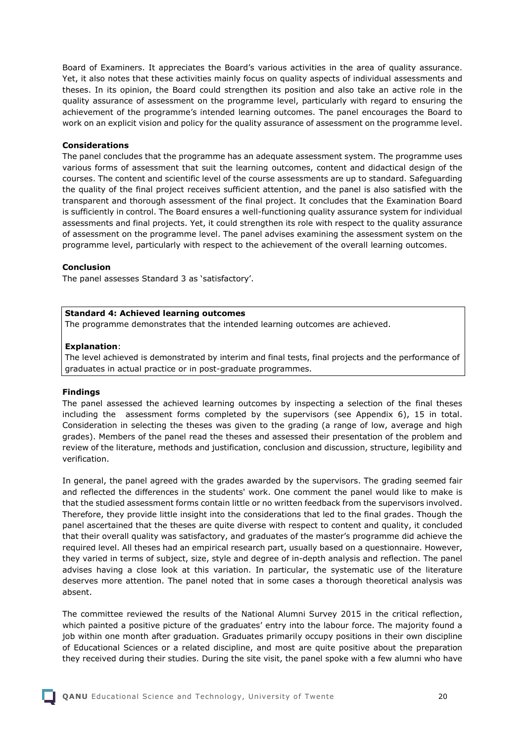Board of Examiners. It appreciates the Board's various activities in the area of quality assurance. Yet, it also notes that these activities mainly focus on quality aspects of individual assessments and theses. In its opinion, the Board could strengthen its position and also take an active role in the quality assurance of assessment on the programme level, particularly with regard to ensuring the achievement of the programme's intended learning outcomes. The panel encourages the Board to work on an explicit vision and policy for the quality assurance of assessment on the programme level.

**Considerations**

The panel concludes that the programme has an adequate assessment system. The programme uses various forms of assessment that suit the learning outcomes, content and didactical design of the courses. The content and scientific level of the course assessments are up to standard. Safeguarding the quality of the final project receives sufficient attention, and the panel is also satisfied with the transparent and thorough assessment of the final project. It concludes that the Examination Board is sufficiently in control. The Board ensures a well-functioning quality assurance system for individual assessments and final projects. Yet, it could strengthen its role with respect to the quality assurance of assessment on the programme level. The panel advises examining the assessment system on the programme level, particularly with respect to the achievement of the overall learning outcomes.

**Conclusion**

The panel assesses Standard 3 as 'satisfactory'.

**Standard 4: Achieved learning outcomes**

The programme demonstrates that the intended learning outcomes are achieved.

**Explanation**:

The level achieved is demonstrated by interim and final tests, final projects and the performance of graduates in actual practice or in post-graduate programmes.

**Findings**

The panel assessed the achieved learning outcomes by inspecting a selection of the final theses including the assessment forms completed by the supervisors (see Appendix 6), 15 in total. Consideration in selecting the theses was given to the grading (a range of low, average and high grades). Members of the panel read the theses and assessed their presentation of the problem and review of the literature, methods and justification, conclusion and discussion, structure, legibility and verification.

In general, the panel agreed with the grades awarded by the supervisors. The grading seemed fair and reflected the differences in the students' work. One comment the panel would like to make is that the studied assessment forms contain little or no written feedback from the supervisors involved. Therefore, they provide little insight into the considerations that led to the final grades. Though the panel ascertained that the theses are quite diverse with respect to content and quality, it concluded that their overall quality was satisfactory, and graduates of the master's programme did achieve the required level. All theses had an empirical research part, usually based on a questionnaire. However, they varied in terms of subject, size, style and degree of in-depth analysis and reflection. The panel advises having a close look at this variation. In particular, the systematic use of the literature deserves more attention. The panel noted that in some cases a thorough theoretical analysis was absent.

The committee reviewed the results of the National Alumni Survey 2015 in the critical reflection, which painted a positive picture of the graduates' entry into the labour force. The majority found a job within one month after graduation. Graduates primarily occupy positions in their own discipline of Educational Sciences or a related discipline, and most are quite positive about the preparation they received during their studies. During the site visit, the panel spoke with a few alumni who have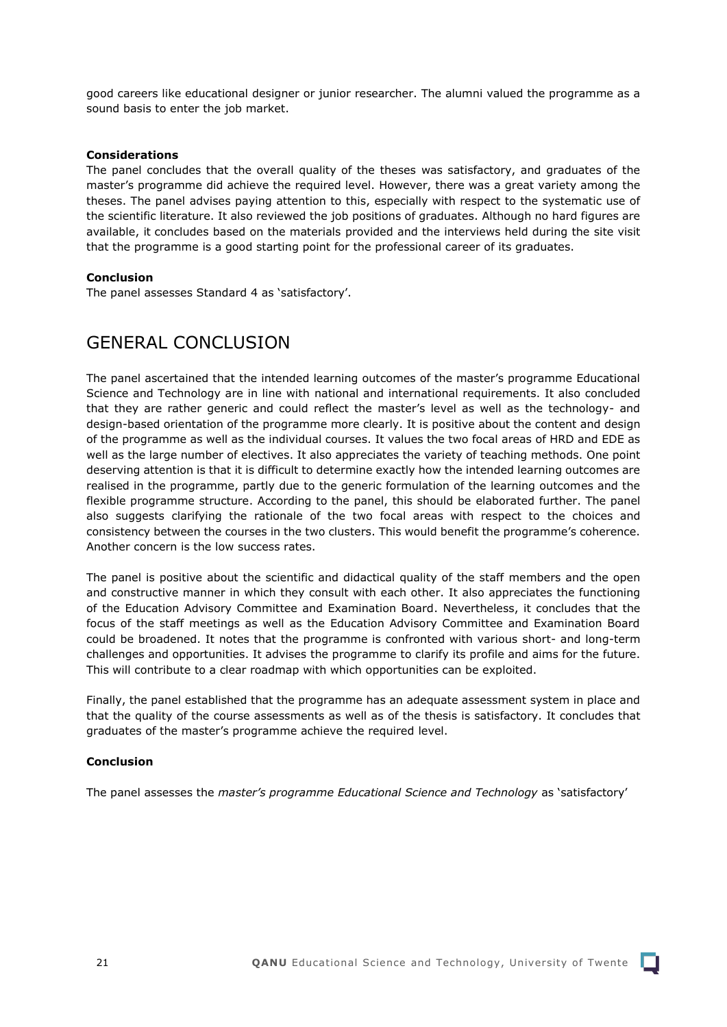good careers like educational designer or junior researcher. The alumni valued the programme as a sound basis to enter the job market.

**Considerations**

The panel concludes that the overall quality of the theses was satisfactory, and graduates of the master's programme did achieve the required level. However, there was a great variety among the theses. The panel advises paying attention to this, especially with respect to the systematic use of the scientific literature. It also reviewed the job positions of graduates. Although no hard figures are available, it concludes based on the materials provided and the interviews held during the site visit that the programme is a good starting point for the professional career of its graduates.

**Conclusion**

The panel assesses Standard 4 as 'satisfactory'.

# GENERAL CONCLUSION

The panel ascertained that the intended learning outcomes of the master's programme Educational Science and Technology are in line with national and international requirements. It also concluded that they are rather generic and could reflect the master's level as well as the technology- and design-based orientation of the programme more clearly. It is positive about the content and design of the programme as well as the individual courses. It values the two focal areas of HRD and EDE as well as the large number of electives. It also appreciates the variety of teaching methods. One point deserving attention is that it is difficult to determine exactly how the intended learning outcomes are realised in the programme, partly due to the generic formulation of the learning outcomes and the flexible programme structure. According to the panel, this should be elaborated further. The panel also suggests clarifying the rationale of the two focal areas with respect to the choices and consistency between the courses in the two clusters. This would benefit the programme's coherence. Another concern is the low success rates.

The panel is positive about the scientific and didactical quality of the staff members and the open and constructive manner in which they consult with each other. It also appreciates the functioning of the Education Advisory Committee and Examination Board. Nevertheless, it concludes that the focus of the staff meetings as well as the Education Advisory Committee and Examination Board could be broadened. It notes that the programme is confronted with various short- and long-term challenges and opportunities. It advises the programme to clarify its profile and aims for the future. This will contribute to a clear roadmap with which opportunities can be exploited.

Finally, the panel established that the programme has an adequate assessment system in place and that the quality of the course assessments as well as of the thesis is satisfactory. It concludes that graduates of the master's programme achieve the required level.

**Conclusion**

The panel assesses the *master's programme Educational Science and Technology* as 'satisfactory'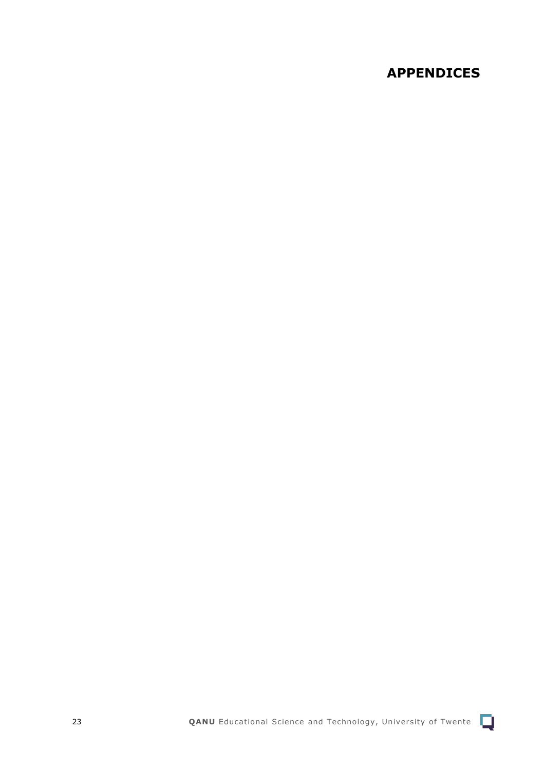# APPENDICES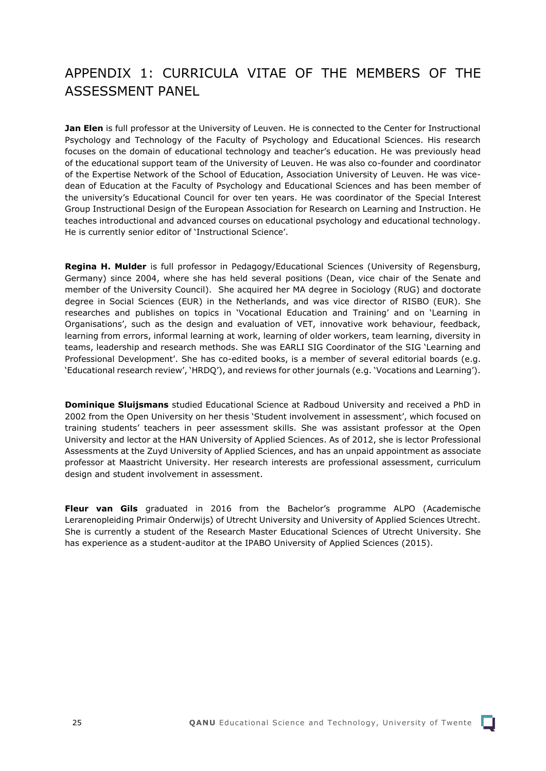# APPENDIX 1: CURRICULA VITAE OF THE MEMBERS OF THE ASSESSMENT PANEL

**Jan Elen** is full professor at the University of Leuven. He is connected to the Center for Instructional Psychology and Technology of the Faculty of Psychology and Educational Sciences. His research focuses on the domain of educational technology and teacher's education. He was previously head of the educational support team of the University of Leuven. He was also co-founder and coordinator of the Expertise Network of the School of Education, Association University of Leuven. He was vice-dean of Education at the Faculty of Psychology and Educational Sciences and has been member of the university's Educational Council for over ten years. He was coordinator of the Special Interest Group Instructional Design of the European Association for Research on Learning and Instruction. He teaches introductional and advanced courses on educational psychology and educational technology. He is currently senior editor of 'Instructional Science'.

**Regina H. Mulder** is full professor in Pedagogy/Educational Sciences (University of Regensburg, Germany) since 2004, where she has held several positions (Dean, vice chair of the Senate and member of the University Council). She acquired her MA degree in Sociology (RUG) and doctorate degree in Social Sciences (EUR) in the Netherlands, and was vice director of RISBO (EUR). She researches and publishes on topics in 'Vocational Education and Training' and on 'Learning in Organisations', such as the design and evaluation of VET, innovative work behaviour, feedback, learning from errors, informal learning at work, learning of older workers, team learning, diversity in teams, leadership and research methods. She was EARLI SIG Coordinator of the SIG 'Learning and Professional Development'. She has co-edited books, is a member of several editorial boards (e.g. 'Educational research review', 'HRDQ'), and reviews for other journals (e.g. 'Vocations and Learning').

**Dominique Sluijsmans** studied Educational Science at Radboud University and received a PhD in 2002 from the Open University on her thesis 'Student involvement in assessment', which focused on training students' teachers in peer assessment skills. She was assistant professor at the Open University and lector at the HAN University of Applied Sciences. As of 2012, she is lector Professional Assessments at the Zuyd University of Applied Sciences, and has an unpaid appointment as associate professor at Maastricht University. Her research interests are professional assessment, curriculum design and student involvement in assessment.

**Fleur van Gils** graduated in 2016 from the Bachelor's programme ALPO (Academische Lerarenopleiding Primair Onderwijs) of Utrecht University and University of Applied Sciences Utrecht. She is currently a student of the Research Master Educational Sciences of Utrecht University. She has experience as a student-auditor at the IPABO University of Applied Sciences (2015).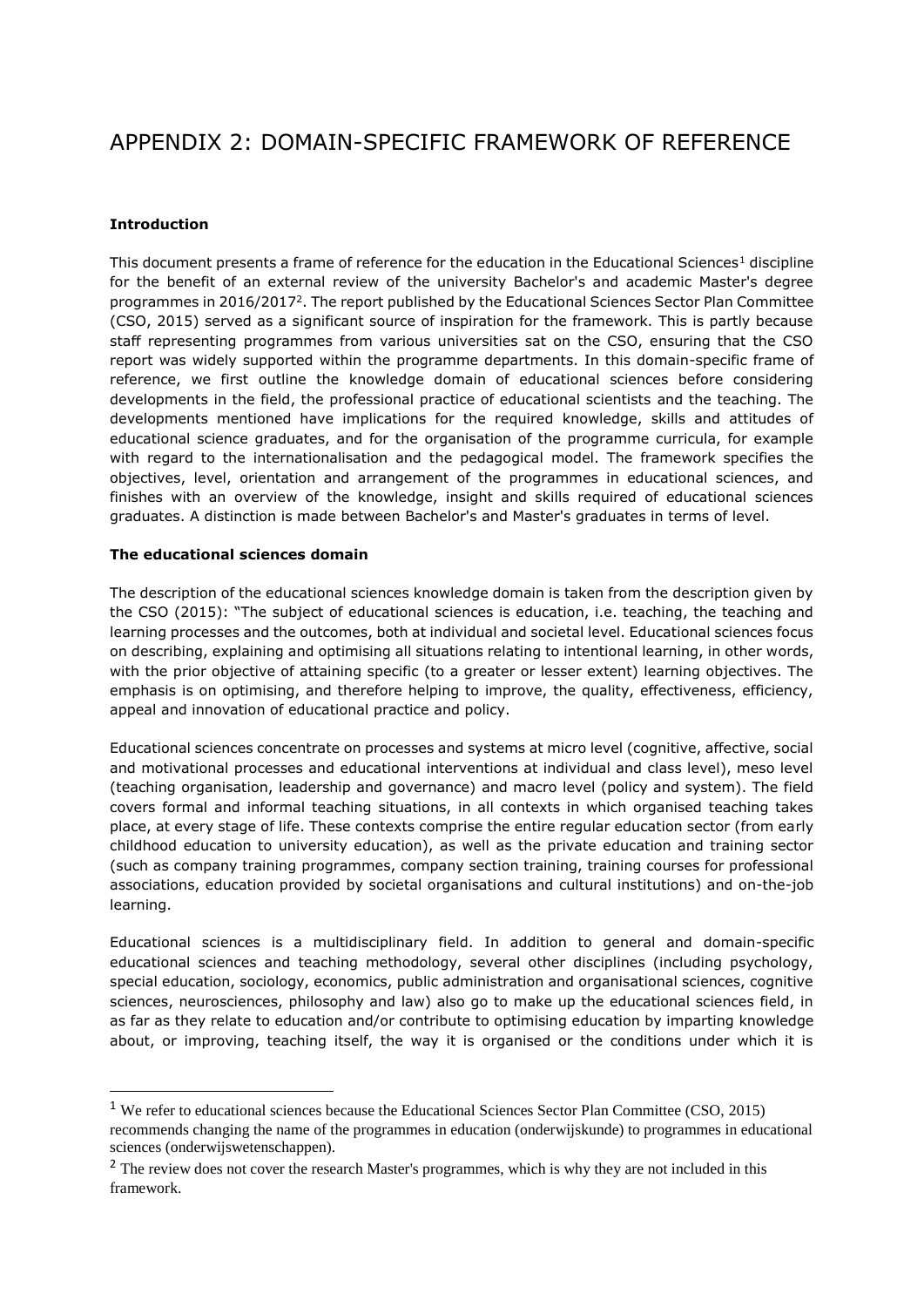# APPENDIX 2: DOMAIN-SPECIFIC FRAMEWORK OF REFERENCE

**Introduction**

This document presents a frame of reference for the education in the Educational Sciences[1] discipline for the benefit of an external review of the university Bachelor's and academic Master's degree programmes in 2016/2017[2]. The report published by the Educational Sciences Sector Plan Committee (CSO, 2015) served as a significant source of inspiration for the framework. This is partly because staff representing programmes from various universities sat on the CSO, ensuring that the CSO report was widely supported within the programme departments. In this domain-specific frame of reference, we first outline the knowledge domain of educational sciences before considering developments in the field, the professional practice of educational scientists and the teaching. The developments mentioned have implications for the required knowledge, skills and attitudes of educational science graduates, and for the organisation of the programme curricula, for example with regard to the internationalisation and the pedagogical model. The framework specifies the objectives, level, orientation and arrangement of the programmes in educational sciences, and finishes with an overview of the knowledge, insight and skills required of educational sciences graduates. A distinction is made between Bachelor's and Master's graduates in terms of level.

**The educational sciences domain**

The description of the educational sciences knowledge domain is taken from the description given by the CSO (2015): "The subject of educational sciences is education, i.e. teaching, the teaching and learning processes and the outcomes, both at individual and societal level. Educational sciences focus on describing, explaining and optimising all situations relating to intentional learning, in other words, with the prior objective of attaining specific (to a greater or lesser extent) learning objectives. The emphasis is on optimising, and therefore helping to improve, the quality, effectiveness, efficiency, appeal and innovation of educational practice and policy.

Educational sciences concentrate on processes and systems at micro level (cognitive, affective, social and motivational processes and educational interventions at individual and class level), meso level (teaching organisation, leadership and governance) and macro level (policy and system). The field covers formal and informal teaching situations, in all contexts in which organised teaching takes place, at every stage of life. These contexts comprise the entire regular education sector (from early childhood education to university education), as well as the private education and training sector (such as company training programmes, company section training, training courses for professional associations, education provided by societal organisations and cultural institutions) and on-the-job learning.

Educational sciences is a multidisciplinary field. In addition to general and domain-specific educational sciences and teaching methodology, several other disciplines (including psychology, special education, sociology, economics, public administration and organisational sciences, cognitive sciences, neurosciences, philosophy and law) also go to make up the educational sciences field, in as far as they relate to education and/or contribute to optimising education by imparting knowledge about, or improving, teaching itself, the way it is organised or the conditions under which it is

[1] We refer to educational sciences because the Educational Sciences Sector Plan Committee (CSO, 2015) recommends changing the name of the programmes in education (onderwijskunde) to programmes in educational sciences (onderwijswetenschappen).

[2] The review does not cover the research Master's programmes, which is why they are not included in this framework.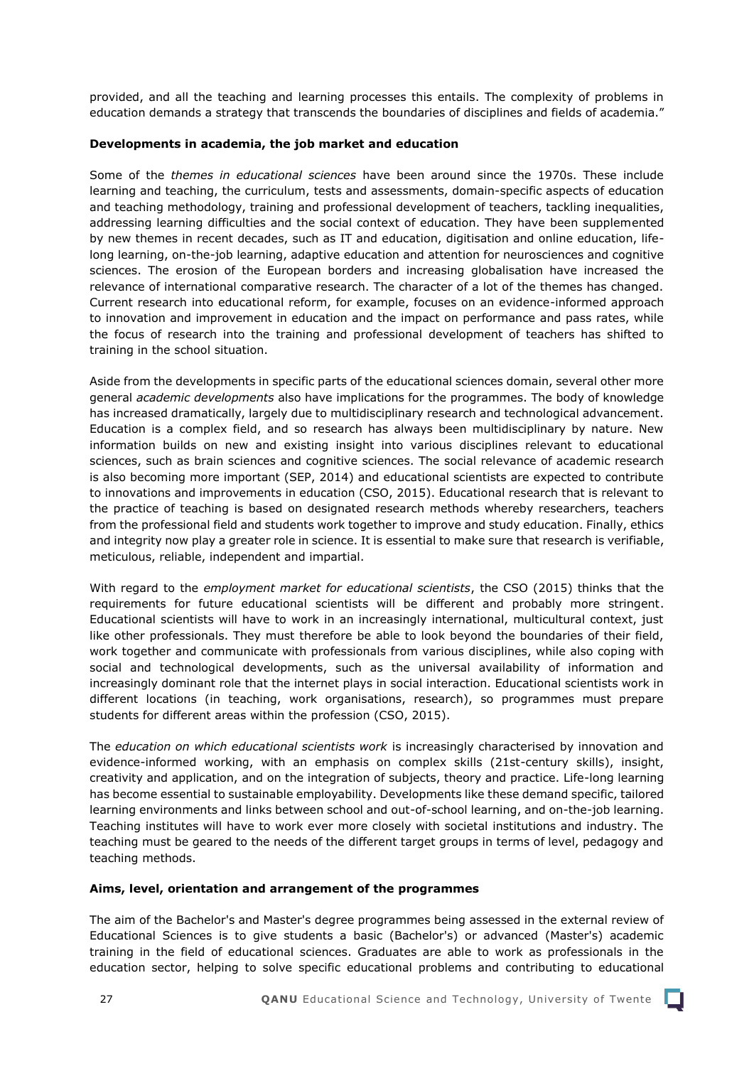provided, and all the teaching and learning processes this entails. The complexity of problems in education demands a strategy that transcends the boundaries of disciplines and fields of academia."

**Developments in academia, the job market and education**

Some of the *themes in educational sciences* have been around since the 1970s. These include learning and teaching, the curriculum, tests and assessments, domain-specific aspects of education and teaching methodology, training and professional development of teachers, tackling inequalities, addressing learning difficulties and the social context of education. They have been supplemented by new themes in recent decades, such as IT and education, digitisation and online education, life-long learning, on-the-job learning, adaptive education and attention for neurosciences and cognitive sciences. The erosion of the European borders and increasing globalisation have increased the relevance of international comparative research. The character of a lot of the themes has changed. Current research into educational reform, for example, focuses on an evidence-informed approach to innovation and improvement in education and the impact on performance and pass rates, while the focus of research into the training and professional development of teachers has shifted to training in the school situation.

Aside from the developments in specific parts of the educational sciences domain, several other more general *academic developments* also have implications for the programmes. The body of knowledge has increased dramatically, largely due to multidisciplinary research and technological advancement. Education is a complex field, and so research has always been multidisciplinary by nature. New information builds on new and existing insight into various disciplines relevant to educational sciences, such as brain sciences and cognitive sciences. The social relevance of academic research is also becoming more important (SEP, 2014) and educational scientists are expected to contribute to innovations and improvements in education (CSO, 2015). Educational research that is relevant to the practice of teaching is based on designated research methods whereby researchers, teachers from the professional field and students work together to improve and study education. Finally, ethics and integrity now play a greater role in science. It is essential to make sure that research is verifiable, meticulous, reliable, independent and impartial.

With regard to the *employment market for educational scientists*, the CSO (2015) thinks that the requirements for future educational scientists will be different and probably more stringent. Educational scientists will have to work in an increasingly international, multicultural context, just like other professionals. They must therefore be able to look beyond the boundaries of their field, work together and communicate with professionals from various disciplines, while also coping with social and technological developments, such as the universal availability of information and increasingly dominant role that the internet plays in social interaction. Educational scientists work in different locations (in teaching, work organisations, research), so programmes must prepare students for different areas within the profession (CSO, 2015).

The *education on which educational scientists work* is increasingly characterised by innovation and evidence-informed working, with an emphasis on complex skills (21st-century skills), insight, creativity and application, and on the integration of subjects, theory and practice. Life-long learning has become essential to sustainable employability. Developments like these demand specific, tailored learning environments and links between school and out-of-school learning, and on-the-job learning. Teaching institutes will have to work ever more closely with societal institutions and industry. The teaching must be geared to the needs of the different target groups in terms of level, pedagogy and teaching methods.

**Aims, level, orientation and arrangement of the programmes**

The aim of the Bachelor's and Master's degree programmes being assessed in the external review of Educational Sciences is to give students a basic (Bachelor's) or advanced (Master's) academic training in the field of educational sciences. Graduates are able to work as professionals in the education sector, helping to solve specific educational problems and contributing to educational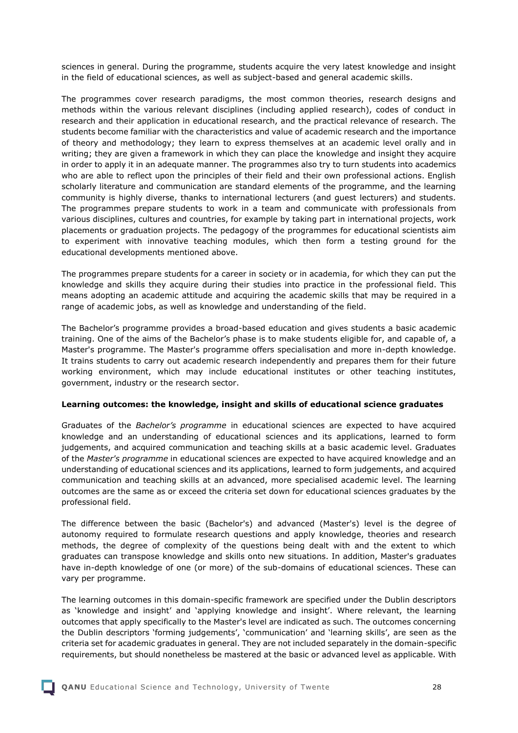sciences in general. During the programme, students acquire the very latest knowledge and insight in the field of educational sciences, as well as subject-based and general academic skills.

The programmes cover research paradigms, the most common theories, research designs and methods within the various relevant disciplines (including applied research), codes of conduct in research and their application in educational research, and the practical relevance of research. The students become familiar with the characteristics and value of academic research and the importance of theory and methodology; they learn to express themselves at an academic level orally and in writing; they are given a framework in which they can place the knowledge and insight they acquire in order to apply it in an adequate manner. The programmes also try to turn students into academics who are able to reflect upon the principles of their field and their own professional actions. English scholarly literature and communication are standard elements of the programme, and the learning community is highly diverse, thanks to international lecturers (and guest lecturers) and students. The programmes prepare students to work in a team and communicate with professionals from various disciplines, cultures and countries, for example by taking part in international projects, work placements or graduation projects. The pedagogy of the programmes for educational scientists aim to experiment with innovative teaching modules, which then form a testing ground for the educational developments mentioned above.

The programmes prepare students for a career in society or in academia, for which they can put the knowledge and skills they acquire during their studies into practice in the professional field. This means adopting an academic attitude and acquiring the academic skills that may be required in a range of academic jobs, as well as knowledge and understanding of the field.

The Bachelor's programme provides a broad-based education and gives students a basic academic training. One of the aims of the Bachelor's phase is to make students eligible for, and capable of, a Master's programme. The Master's programme offers specialisation and more in-depth knowledge. It trains students to carry out academic research independently and prepares them for their future working environment, which may include educational institutes or other teaching institutes, government, industry or the research sector.

**Learning outcomes: the knowledge, insight and skills of educational science graduates**

Graduates of the *Bachelor's programme* in educational sciences are expected to have acquired knowledge and an understanding of educational sciences and its applications, learned to form judgements, and acquired communication and teaching skills at a basic academic level. Graduates of the *Master's programme* in educational sciences are expected to have acquired knowledge and an understanding of educational sciences and its applications, learned to form judgements, and acquired communication and teaching skills at an advanced, more specialised academic level. The learning outcomes are the same as or exceed the criteria set down for educational sciences graduates by the professional field.

The difference between the basic (Bachelor's) and advanced (Master's) level is the degree of autonomy required to formulate research questions and apply knowledge, theories and research methods, the degree of complexity of the questions being dealt with and the extent to which graduates can transpose knowledge and skills onto new situations. In addition, Master's graduates have in-depth knowledge of one (or more) of the sub-domains of educational sciences. These can vary per programme.

The learning outcomes in this domain-specific framework are specified under the Dublin descriptors as 'knowledge and insight' and 'applying knowledge and insight'. Where relevant, the learning outcomes that apply specifically to the Master's level are indicated as such. The outcomes concerning the Dublin descriptors 'forming judgements', 'communication' and 'learning skills', are seen as the criteria set for academic graduates in general. They are not included separately in the domain-specific requirements, but should nonetheless be mastered at the basic or advanced level as applicable. With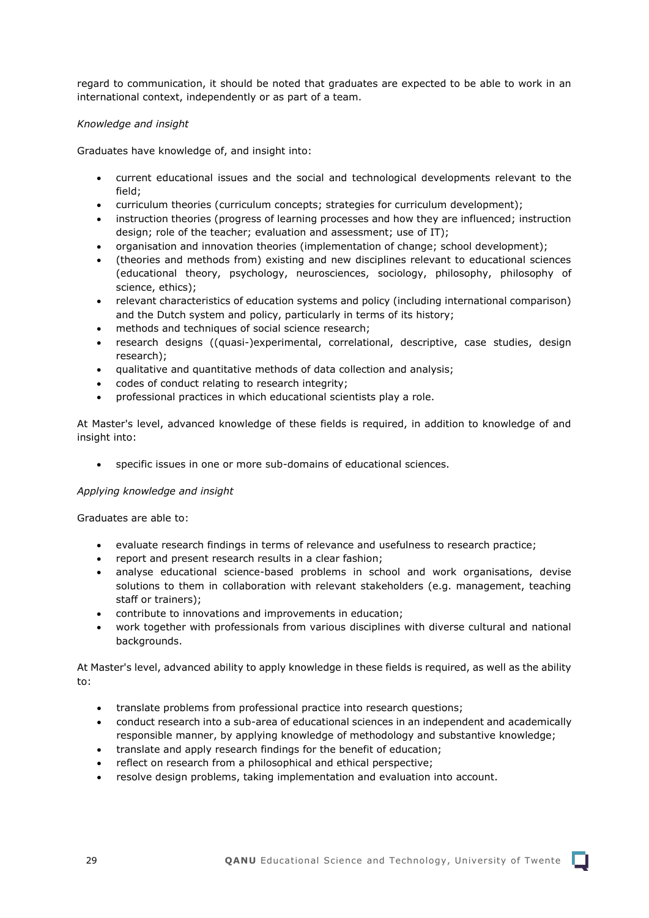regard to communication, it should be noted that graduates are expected to be able to work in an international context, independently or as part of a team.

*Knowledge and insight*

Graduates have knowledge of, and insight into:

- current educational issues and the social and technological developments relevant to the field;
- curriculum theories (curriculum concepts; strategies for curriculum development);
- instruction theories (progress of learning processes and how they are influenced; instruction design; role of the teacher; evaluation and assessment; use of IT);
- organisation and innovation theories (implementation of change; school development);
- (theories and methods from) existing and new disciplines relevant to educational sciences (educational theory, psychology, neurosciences, sociology, philosophy, philosophy of science, ethics);
- relevant characteristics of education systems and policy (including international comparison) and the Dutch system and policy, particularly in terms of its history;
- methods and techniques of social science research;
- research designs ((quasi-)experimental, correlational, descriptive, case studies, design research);
- qualitative and quantitative methods of data collection and analysis;
- codes of conduct relating to research integrity;
- professional practices in which educational scientists play a role.

At Master's level, advanced knowledge of these fields is required, in addition to knowledge of and insight into:

- specific issues in one or more sub-domains of educational sciences.

*Applying knowledge and insight*

Graduates are able to:

- evaluate research findings in terms of relevance and usefulness to research practice;
- report and present research results in a clear fashion;
- analyse educational science-based problems in school and work organisations, devise solutions to them in collaboration with relevant stakeholders (e.g. management, teaching staff or trainers);
- contribute to innovations and improvements in education;
- work together with professionals from various disciplines with diverse cultural and national backgrounds.

At Master's level, advanced ability to apply knowledge in these fields is required, as well as the ability to:

- translate problems from professional practice into research questions;
- conduct research into a sub-area of educational sciences in an independent and academically responsible manner, by applying knowledge of methodology and substantive knowledge;
- translate and apply research findings for the benefit of education;
- reflect on research from a philosophical and ethical perspective;
- resolve design problems, taking implementation and evaluation into account.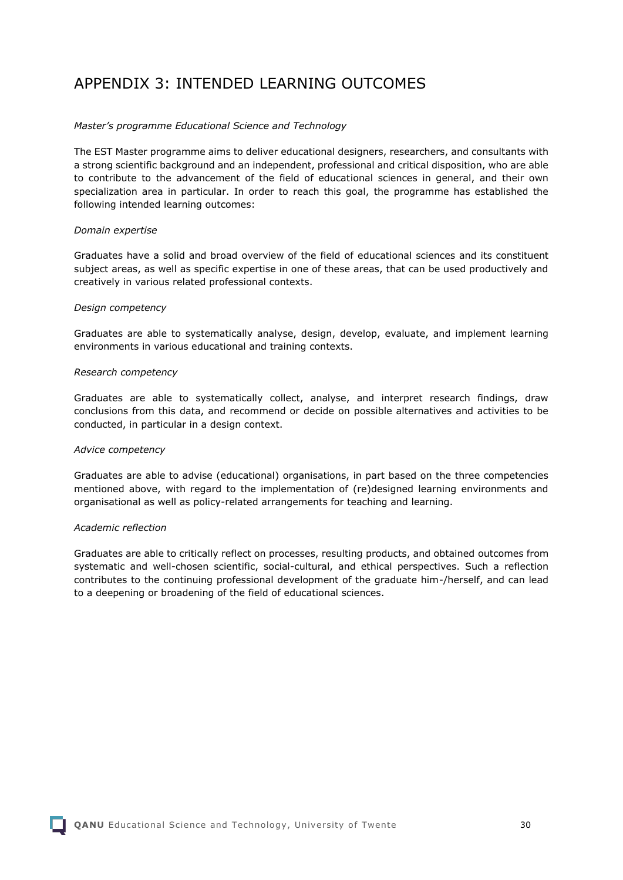# APPENDIX 3: INTENDED LEARNING OUTCOMES

*Master's programme Educational Science and Technology*

The EST Master programme aims to deliver educational designers, researchers, and consultants with a strong scientific background and an independent, professional and critical disposition, who are able to contribute to the advancement of the field of educational sciences in general, and their own specialization area in particular. In order to reach this goal, the programme has established the following intended learning outcomes:

*Domain expertise*

Graduates have a solid and broad overview of the field of educational sciences and its constituent subject areas, as well as specific expertise in one of these areas, that can be used productively and creatively in various related professional contexts.

*Design competency*

Graduates are able to systematically analyse, design, develop, evaluate, and implement learning environments in various educational and training contexts.

*Research competency*

Graduates are able to systematically collect, analyse, and interpret research findings, draw conclusions from this data, and recommend or decide on possible alternatives and activities to be conducted, in particular in a design context.

*Advice competency*

Graduates are able to advise (educational) organisations, in part based on the three competencies mentioned above, with regard to the implementation of (re)designed learning environments and organisational as well as policy-related arrangements for teaching and learning.

*Academic reflection*

Graduates are able to critically reflect on processes, resulting products, and obtained outcomes from systematic and well-chosen scientific, social-cultural, and ethical perspectives. Such a reflection contributes to the continuing professional development of the graduate him-/herself, and can lead to a deepening or broadening of the field of educational sciences.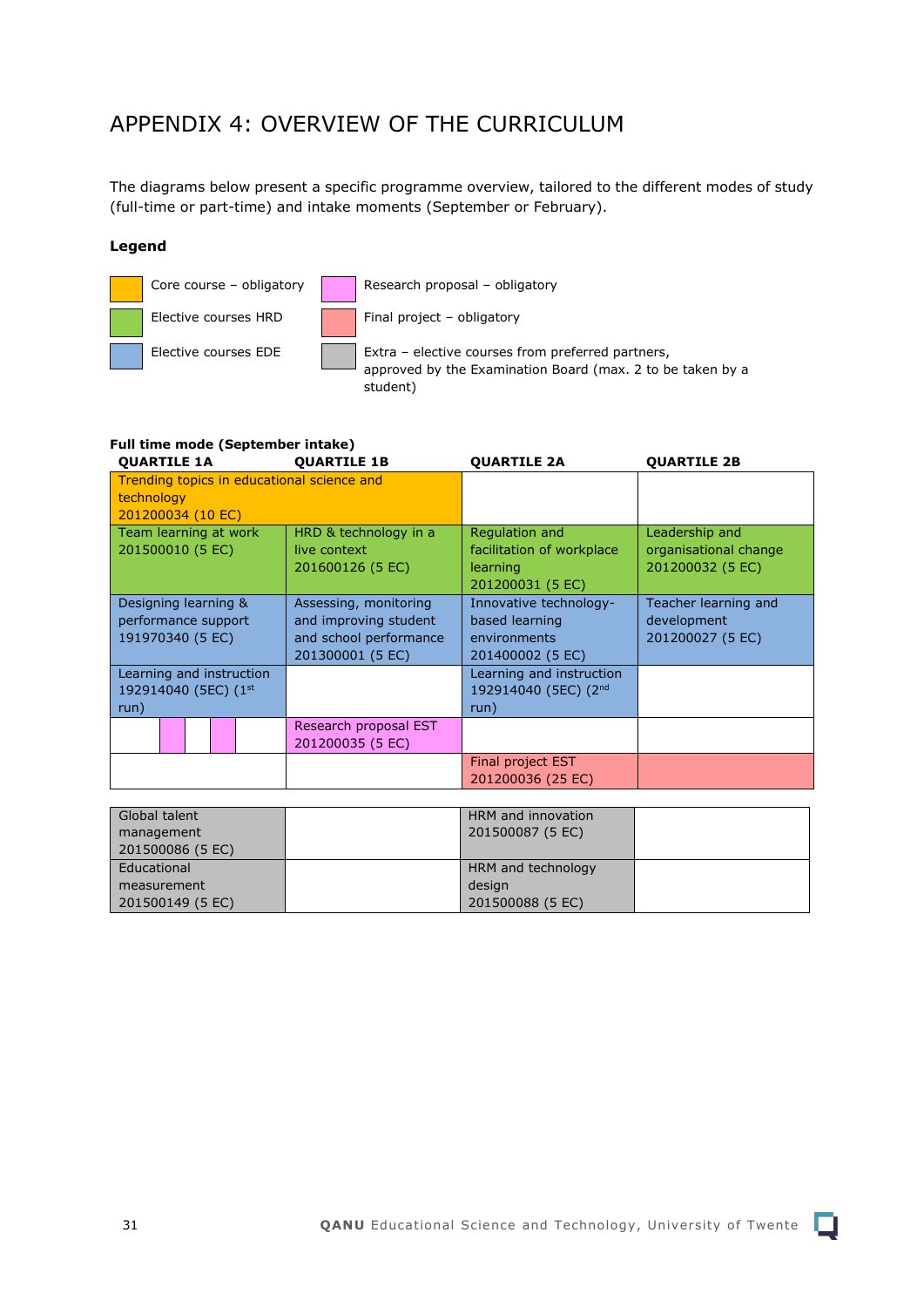# APPENDIX 4: OVERVIEW OF THE CURRICULUM

The diagrams below present a specific programme overview, tailored to the different modes of study (full-time or part-time) and intake moments (September or February).

**Legend**

| Colour | Meaning |
| --- | --- |
| Orange | Core course – obligatory |
| Green | Elective courses HRD |
| Blue | Elective courses EDE |
| Pink | Research proposal – obligatory |
| Salmon | Final project – obligatory |
| Grey | Extra – elective courses from preferred partners, approved by the Examination Board (max. 2 to be taken by a student) |

**Full time mode (September intake)**

| QUARTILE 1A | QUARTILE 1B | QUARTILE 2A | QUARTILE 2B |
| --- | --- | --- | --- |
| Trending topics in educational science and technology 201200034 (10 EC) | | | |
| Team learning at work 201500010 (5 EC) | HRD & technology in a live context 201600126 (5 EC) | Regulation and facilitation of workplace learning 201200031 (5 EC) | Leadership and organisational change 201200032 (5 EC) |
| Designing learning & performance support 191970340 (5 EC) | Assessing, monitoring and improving student and school performance 201300001 (5 EC) | Innovative technology-based learning environments 201400002 (5 EC) | Teacher learning and development 201200027 (5 EC) |
| Learning and instruction 192914040 (5EC) (1st run) | | Learning and instruction 192914040 (5EC) (2nd run) | |
| | Research proposal EST 201200035 (5 EC) | | |
| | | Final project EST 201200036 (25 EC) | |

| | | | |
| --- | --- | --- | --- |
| Global talent management 201500086 (5 EC) | | HRM and innovation 201500087 (5 EC) | |
| Educational measurement 201500149 (5 EC) | | HRM and technology design 201500088 (5 EC) | |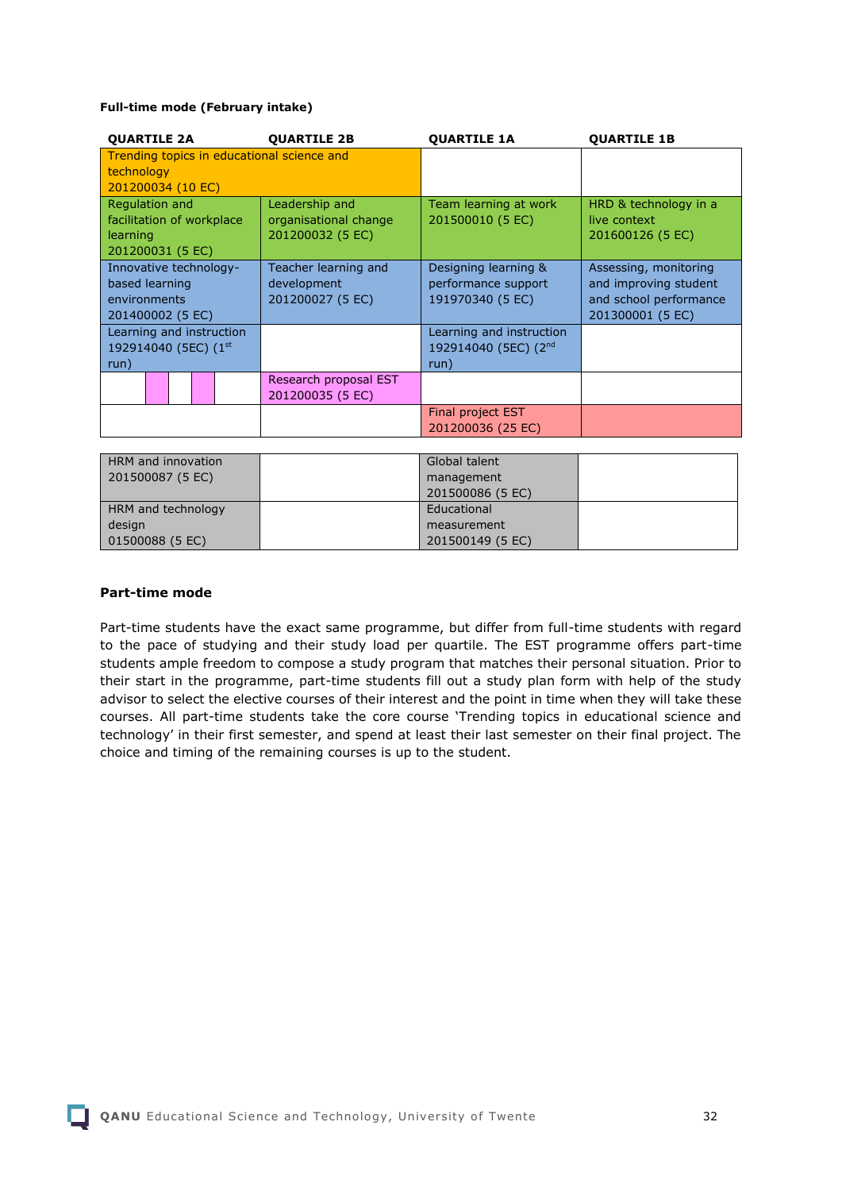**Full-time mode (February intake)**

| QUARTILE 2A | QUARTILE 2B | QUARTILE 1A | QUARTILE 1B |
|---|---|---|---|
| Trending topics in educational science and technology 201200034 (10 EC) | | | |
| Regulation and facilitation of workplace learning 201200031 (5 EC) | Leadership and organisational change 201200032 (5 EC) | Team learning at work 201500010 (5 EC) | HRD & technology in a live context 201600126 (5 EC) |
| Innovative technology-based learning environments 201400002 (5 EC) | Teacher learning and development 201200027 (5 EC) | Designing learning & performance support 191970340 (5 EC) | Assessing, monitoring and improving student and school performance 201300001 (5 EC) |
| Learning and instruction 192914040 (5EC) (1st run) | | Learning and instruction 192914040 (5EC) (2nd run) | |
| | Research proposal EST 201200035 (5 EC) | | |
| | | Final project EST 201200036 (25 EC) | |

| | | | |
|---|---|---|---|
| HRM and innovation 201500087 (5 EC) | | Global talent management 201500086 (5 EC) | |
| HRM and technology design 01500088 (5 EC) | | Educational measurement 201500149 (5 EC) | |

**Part-time mode**

Part-time students have the exact same programme, but differ from full-time students with regard to the pace of studying and their study load per quartile. The EST programme offers part-time students ample freedom to compose a study program that matches their personal situation. Prior to their start in the programme, part-time students fill out a study plan form with help of the study advisor to select the elective courses of their interest and the point in time when they will take these courses. All part-time students take the core course 'Trending topics in educational science and technology' in their first semester, and spend at least their last semester on their final project. The choice and timing of the remaining courses is up to the student.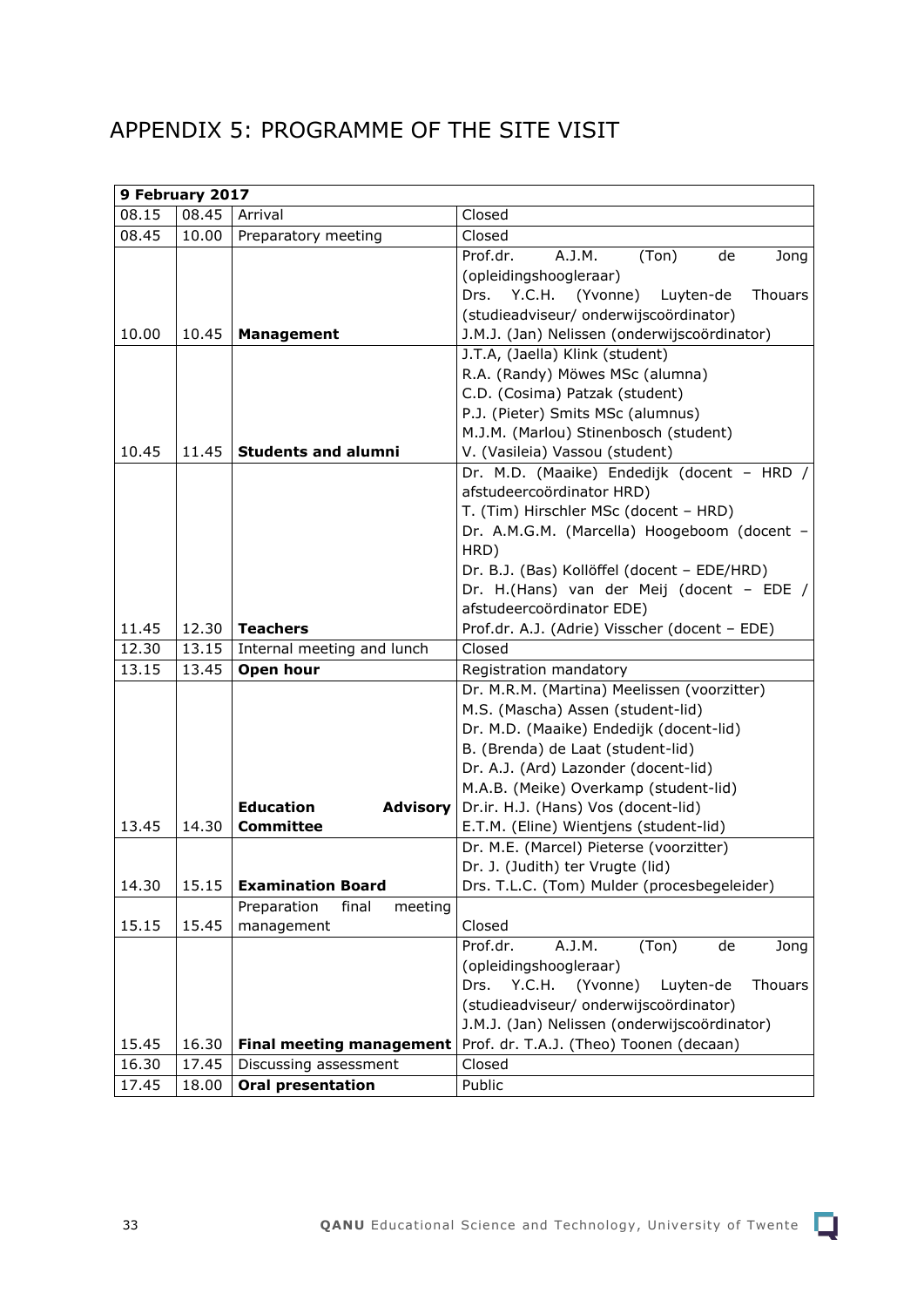# APPENDIX 5: PROGRAMME OF THE SITE VISIT

| 9 February 2017 | | | |
|---|---|---|---|
| 08.15 | 08.45 | Arrival | Closed |
| 08.45 | 10.00 | Preparatory meeting | Closed |
| 10.00 | 10.45 | **Management** | Prof.dr. A.J.M. (Ton) de Jong (opleidingshoogleraar)<br>Drs. Y.C.H. (Yvonne) Luyten-de Thouars (studieadviseur/ onderwijscoördinator)<br>J.M.J. (Jan) Nelissen (onderwijscoördinator) |
| 10.45 | 11.45 | **Students and alumni** | J.T.A, (Jaella) Klink (student)<br>R.A. (Randy) Möwes MSc (alumna)<br>C.D. (Cosima) Patzak (student)<br>P.J. (Pieter) Smits MSc (alumnus)<br>M.J.M. (Marlou) Stinenbosch (student)<br>V. (Vasileia) Vassou (student) |
| 11.45 | 12.30 | **Teachers** | Dr. M.D. (Maaike) Endedijk (docent – HRD / afstudeercoördinator HRD)<br>T. (Tim) Hirschler MSc (docent – HRD)<br>Dr. A.M.G.M. (Marcella) Hoogeboom (docent – HRD)<br>Dr. B.J. (Bas) Kollöffel (docent – EDE/HRD)<br>Dr. H.(Hans) van der Meij (docent – EDE / afstudeercoördinator EDE)<br>Prof.dr. A.J. (Adrie) Visscher (docent – EDE) |
| 12.30 | 13.15 | Internal meeting and lunch | Closed |
| 13.15 | 13.45 | **Open hour** | Registration mandatory |
| 13.45 | 14.30 | **Education Advisory Committee** | Dr. M.R.M. (Martina) Meelissen (voorzitter)<br>M.S. (Mascha) Assen (student-lid)<br>Dr. M.D. (Maaike) Endedijk (docent-lid)<br>B. (Brenda) de Laat (student-lid)<br>Dr. A.J. (Ard) Lazonder (docent-lid)<br>M.A.B. (Meike) Overkamp (student-lid)<br>Dr.ir. H.J. (Hans) Vos (docent-lid)<br>E.T.M. (Eline) Wientjens (student-lid) |
| 14.30 | 15.15 | **Examination Board** | Dr. M.E. (Marcel) Pieterse (voorzitter)<br>Dr. J. (Judith) ter Vrugte (lid)<br>Drs. T.L.C. (Tom) Mulder (procesbegeleider) |
| 15.15 | 15.45 | Preparation final meeting management | Closed |
| 15.45 | 16.30 | **Final meeting management** | Prof.dr. A.J.M. (Ton) de Jong (opleidingshoogleraar)<br>Drs. Y.C.H. (Yvonne) Luyten-de Thouars (studieadviseur/ onderwijscoördinator)<br>J.M.J. (Jan) Nelissen (onderwijscoördinator)<br>Prof. dr. T.A.J. (Theo) Toonen (decaan) |
| 16.30 | 17.45 | Discussing assessment | Closed |
| 17.45 | 18.00 | **Oral presentation** | Public |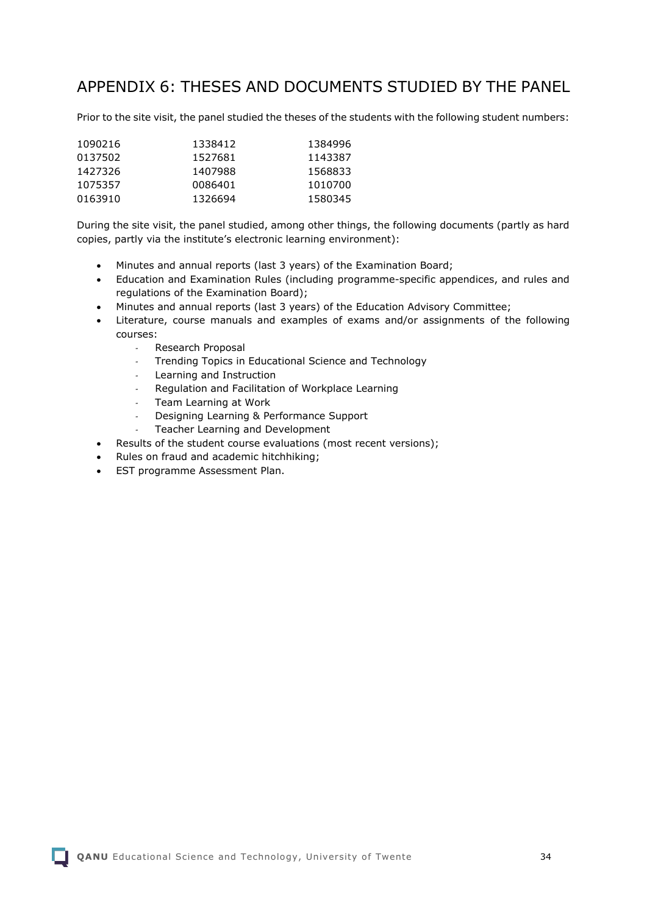## APPENDIX 6: THESES AND DOCUMENTS STUDIED BY THE PANEL

Prior to the site visit, the panel studied the theses of the students with the following student numbers:

| | | |
|---|---|---|
| 1090216 | 1338412 | 1384996 |
| 0137502 | 1527681 | 1143387 |
| 1427326 | 1407988 | 1568833 |
| 1075357 | 0086401 | 1010700 |
| 0163910 | 1326694 | 1580345 |

During the site visit, the panel studied, among other things, the following documents (partly as hard copies, partly via the institute's electronic learning environment):

- Minutes and annual reports (last 3 years) of the Examination Board;
- Education and Examination Rules (including programme-specific appendices, and rules and regulations of the Examination Board);
- Minutes and annual reports (last 3 years) of the Education Advisory Committee;
- Literature, course manuals and examples of exams and/or assignments of the following courses:
  - Research Proposal
  - Trending Topics in Educational Science and Technology
  - Learning and Instruction
  - Regulation and Facilitation of Workplace Learning
  - Team Learning at Work
  - Designing Learning & Performance Support
  - Teacher Learning and Development
- Results of the student course evaluations (most recent versions);
- Rules on fraud and academic hitchhiking;
- EST programme Assessment Plan.